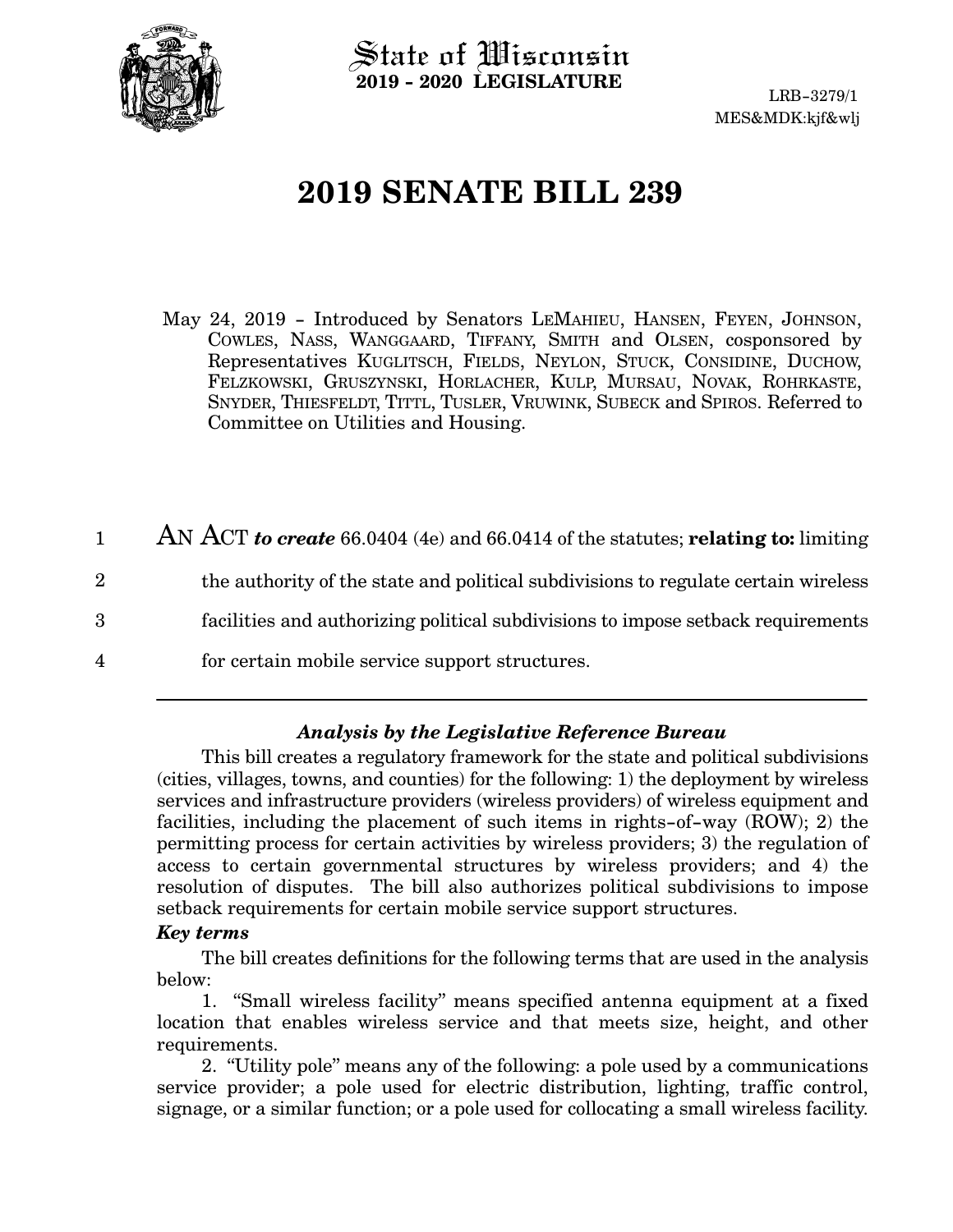State of Wisconsin
**2019 - 2020 LEGISLATURE**

LRB-3279/1
MES&MDK:kjf&wlj

# 2019 SENATE BILL 239

May 24, 2019 - Introduced by Senators LeMahieu, Hansen, Feyen, Johnson, Cowles, Nass, Wanggaard, Tiffany, Smith and Olsen, cosponsored by Representatives Kuglitsch, Fields, Neylon, Stuck, Considine, Duchow, Felzkowski, Gruszynski, Horlacher, Kulp, Mursau, Novak, Rohrkaste, Snyder, Thiesfeldt, Tittl, Tusler, Vruwink, Subeck and Spiros. Referred to Committee on Utilities and Housing.

AN ACT ***to create*** 66.0404 (4e) and 66.0414 of the statutes; **relating to:** limiting the authority of the state and political subdivisions to regulate certain wireless facilities and authorizing political subdivisions to impose setback requirements for certain mobile service support structures.

---

### *Analysis by the Legislative Reference Bureau*

This bill creates a regulatory framework for the state and political subdivisions (cities, villages, towns, and counties) for the following: 1) the deployment by wireless services and infrastructure providers (wireless providers) of wireless equipment and facilities, including the placement of such items in rights-of-way (ROW); 2) the permitting process for certain activities by wireless providers; 3) the regulation of access to certain governmental structures by wireless providers; and 4) the resolution of disputes. The bill also authorizes political subdivisions to impose setback requirements for certain mobile service support structures.

***Key terms***

The bill creates definitions for the following terms that are used in the analysis below:

1. "Small wireless facility" means specified antenna equipment at a fixed location that enables wireless service and that meets size, height, and other requirements.

2. "Utility pole" means any of the following: a pole used by a communications service provider; a pole used for electric distribution, lighting, traffic control, signage, or a similar function; or a pole used for collocating a small wireless facility.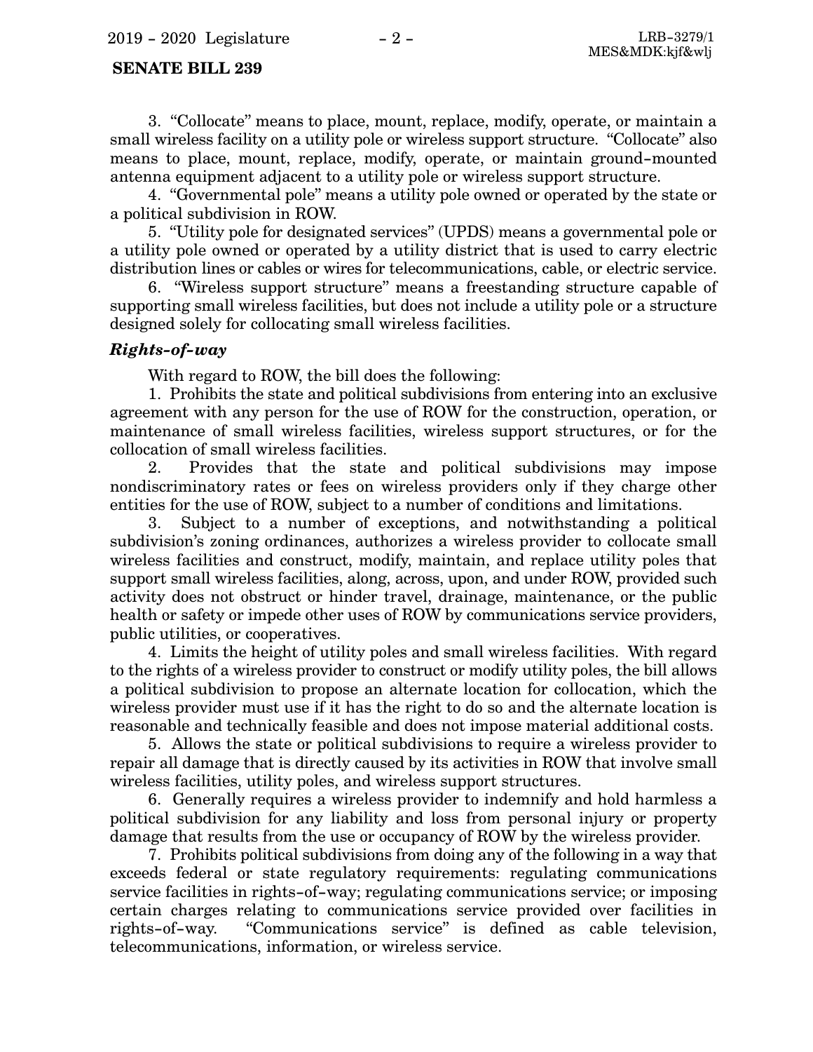3. "Collocate" means to place, mount, replace, modify, operate, or maintain a small wireless facility on a utility pole or wireless support structure. "Collocate" also means to place, mount, replace, modify, operate, or maintain ground-mounted antenna equipment adjacent to a utility pole or wireless support structure.

4. "Governmental pole" means a utility pole owned or operated by the state or a political subdivision in ROW.

5. "Utility pole for designated services" (UPDS) means a governmental pole or a utility pole owned or operated by a utility district that is used to carry electric distribution lines or cables or wires for telecommunications, cable, or electric service.

6. "Wireless support structure" means a freestanding structure capable of supporting small wireless facilities, but does not include a utility pole or a structure designed solely for collocating small wireless facilities.

***Rights-of-way***

With regard to ROW, the bill does the following:

1. Prohibits the state and political subdivisions from entering into an exclusive agreement with any person for the use of ROW for the construction, operation, or maintenance of small wireless facilities, wireless support structures, or for the collocation of small wireless facilities.

2. Provides that the state and political subdivisions may impose nondiscriminatory rates or fees on wireless providers only if they charge other entities for the use of ROW, subject to a number of conditions and limitations.

3. Subject to a number of exceptions, and notwithstanding a political subdivision's zoning ordinances, authorizes a wireless provider to collocate small wireless facilities and construct, modify, maintain, and replace utility poles that support small wireless facilities, along, across, upon, and under ROW, provided such activity does not obstruct or hinder travel, drainage, maintenance, or the public health or safety or impede other uses of ROW by communications service providers, public utilities, or cooperatives.

4. Limits the height of utility poles and small wireless facilities. With regard to the rights of a wireless provider to construct or modify utility poles, the bill allows a political subdivision to propose an alternate location for collocation, which the wireless provider must use if it has the right to do so and the alternate location is reasonable and technically feasible and does not impose material additional costs.

5. Allows the state or political subdivisions to require a wireless provider to repair all damage that is directly caused by its activities in ROW that involve small wireless facilities, utility poles, and wireless support structures.

6. Generally requires a wireless provider to indemnify and hold harmless a political subdivision for any liability and loss from personal injury or property damage that results from the use or occupancy of ROW by the wireless provider.

7. Prohibits political subdivisions from doing any of the following in a way that exceeds federal or state regulatory requirements: regulating communications service facilities in rights-of-way; regulating communications service; or imposing certain charges relating to communications service provided over facilities in rights-of-way. "Communications service" is defined as cable television, telecommunications, information, or wireless service.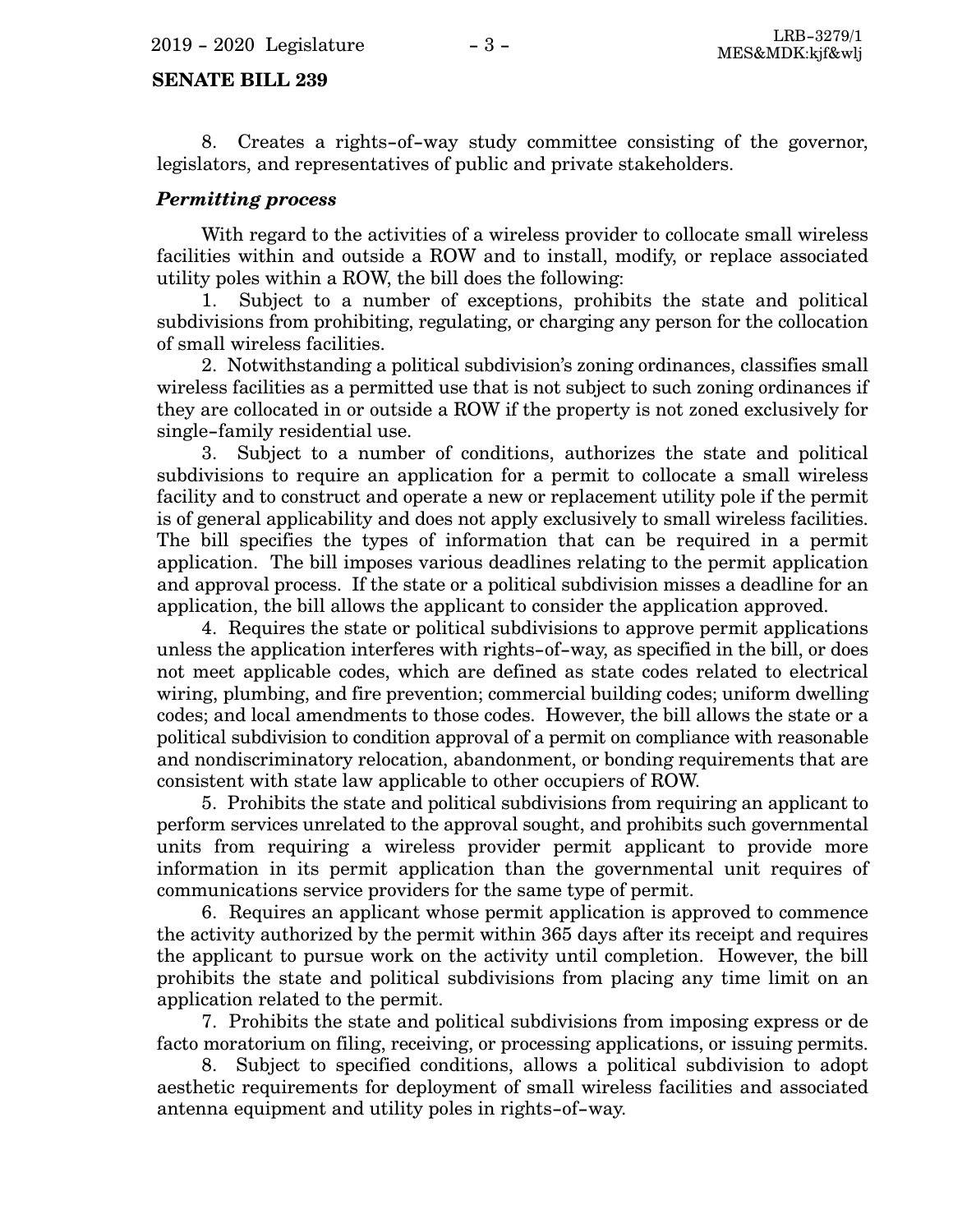8. Creates a rights-of-way study committee consisting of the governor, legislators, and representatives of public and private stakeholders.

***Permitting process***

With regard to the activities of a wireless provider to collocate small wireless facilities within and outside a ROW and to install, modify, or replace associated utility poles within a ROW, the bill does the following:

1. Subject to a number of exceptions, prohibits the state and political subdivisions from prohibiting, regulating, or charging any person for the collocation of small wireless facilities.

2. Notwithstanding a political subdivision's zoning ordinances, classifies small wireless facilities as a permitted use that is not subject to such zoning ordinances if they are collocated in or outside a ROW if the property is not zoned exclusively for single-family residential use.

3. Subject to a number of conditions, authorizes the state and political subdivisions to require an application for a permit to collocate a small wireless facility and to construct and operate a new or replacement utility pole if the permit is of general applicability and does not apply exclusively to small wireless facilities. The bill specifies the types of information that can be required in a permit application. The bill imposes various deadlines relating to the permit application and approval process. If the state or a political subdivision misses a deadline for an application, the bill allows the applicant to consider the application approved.

4. Requires the state or political subdivisions to approve permit applications unless the application interferes with rights-of-way, as specified in the bill, or does not meet applicable codes, which are defined as state codes related to electrical wiring, plumbing, and fire prevention; commercial building codes; uniform dwelling codes; and local amendments to those codes. However, the bill allows the state or a political subdivision to condition approval of a permit on compliance with reasonable and nondiscriminatory relocation, abandonment, or bonding requirements that are consistent with state law applicable to other occupiers of ROW.

5. Prohibits the state and political subdivisions from requiring an applicant to perform services unrelated to the approval sought, and prohibits such governmental units from requiring a wireless provider permit applicant to provide more information in its permit application than the governmental unit requires of communications service providers for the same type of permit.

6. Requires an applicant whose permit application is approved to commence the activity authorized by the permit within 365 days after its receipt and requires the applicant to pursue work on the activity until completion. However, the bill prohibits the state and political subdivisions from placing any time limit on an application related to the permit.

7. Prohibits the state and political subdivisions from imposing express or de facto moratorium on filing, receiving, or processing applications, or issuing permits.

8. Subject to specified conditions, allows a political subdivision to adopt aesthetic requirements for deployment of small wireless facilities and associated antenna equipment and utility poles in rights-of-way.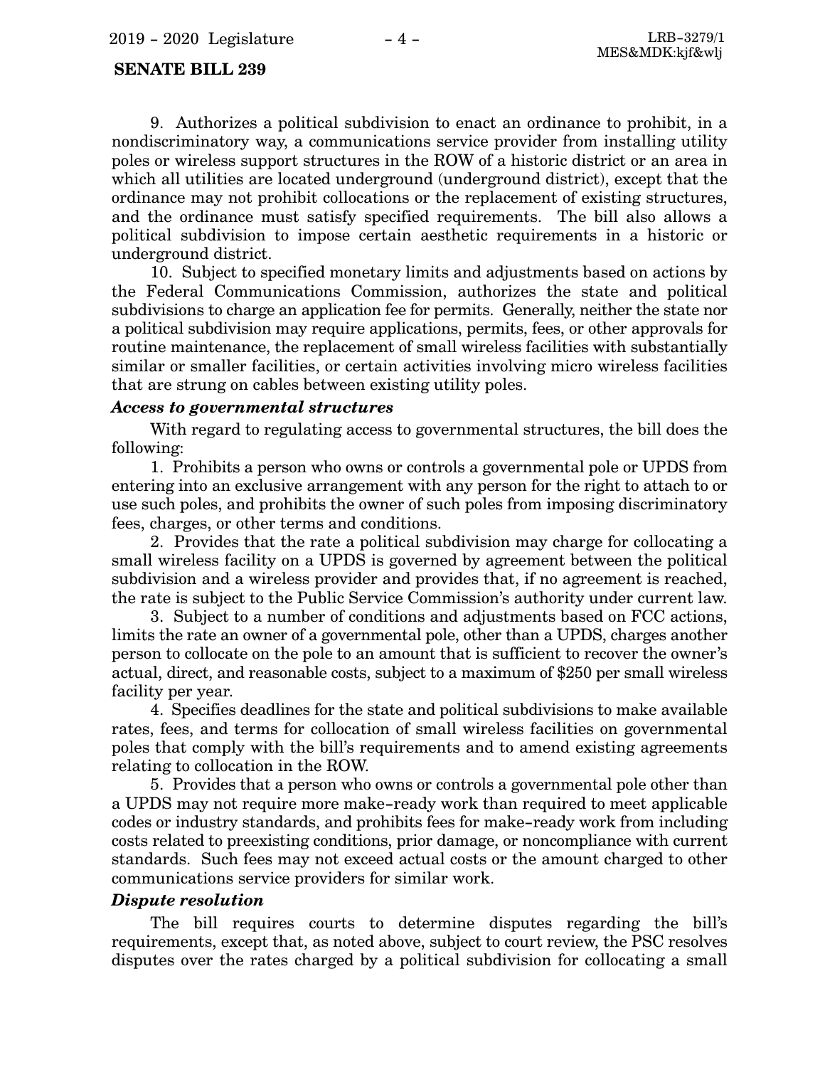9. Authorizes a political subdivision to enact an ordinance to prohibit, in a nondiscriminatory way, a communications service provider from installing utility poles or wireless support structures in the ROW of a historic district or an area in which all utilities are located underground (underground district), except that the ordinance may not prohibit collocations or the replacement of existing structures, and the ordinance must satisfy specified requirements. The bill also allows a political subdivision to impose certain aesthetic requirements in a historic or underground district.

10. Subject to specified monetary limits and adjustments based on actions by the Federal Communications Commission, authorizes the state and political subdivisions to charge an application fee for permits. Generally, neither the state nor a political subdivision may require applications, permits, fees, or other approvals for routine maintenance, the replacement of small wireless facilities with substantially similar or smaller facilities, or certain activities involving micro wireless facilities that are strung on cables between existing utility poles.

***Access to governmental structures***

With regard to regulating access to governmental structures, the bill does the following:

1. Prohibits a person who owns or controls a governmental pole or UPDS from entering into an exclusive arrangement with any person for the right to attach to or use such poles, and prohibits the owner of such poles from imposing discriminatory fees, charges, or other terms and conditions.

2. Provides that the rate a political subdivision may charge for collocating a small wireless facility on a UPDS is governed by agreement between the political subdivision and a wireless provider and provides that, if no agreement is reached, the rate is subject to the Public Service Commission's authority under current law.

3. Subject to a number of conditions and adjustments based on FCC actions, limits the rate an owner of a governmental pole, other than a UPDS, charges another person to collocate on the pole to an amount that is sufficient to recover the owner's actual, direct, and reasonable costs, subject to a maximum of $250 per small wireless facility per year.

4. Specifies deadlines for the state and political subdivisions to make available rates, fees, and terms for collocation of small wireless facilities on governmental poles that comply with the bill's requirements and to amend existing agreements relating to collocation in the ROW.

5. Provides that a person who owns or controls a governmental pole other than a UPDS may not require more make-ready work than required to meet applicable codes or industry standards, and prohibits fees for make-ready work from including costs related to preexisting conditions, prior damage, or noncompliance with current standards. Such fees may not exceed actual costs or the amount charged to other communications service providers for similar work.

***Dispute resolution***

The bill requires courts to determine disputes regarding the bill's requirements, except that, as noted above, subject to court review, the PSC resolves disputes over the rates charged by a political subdivision for collocating a small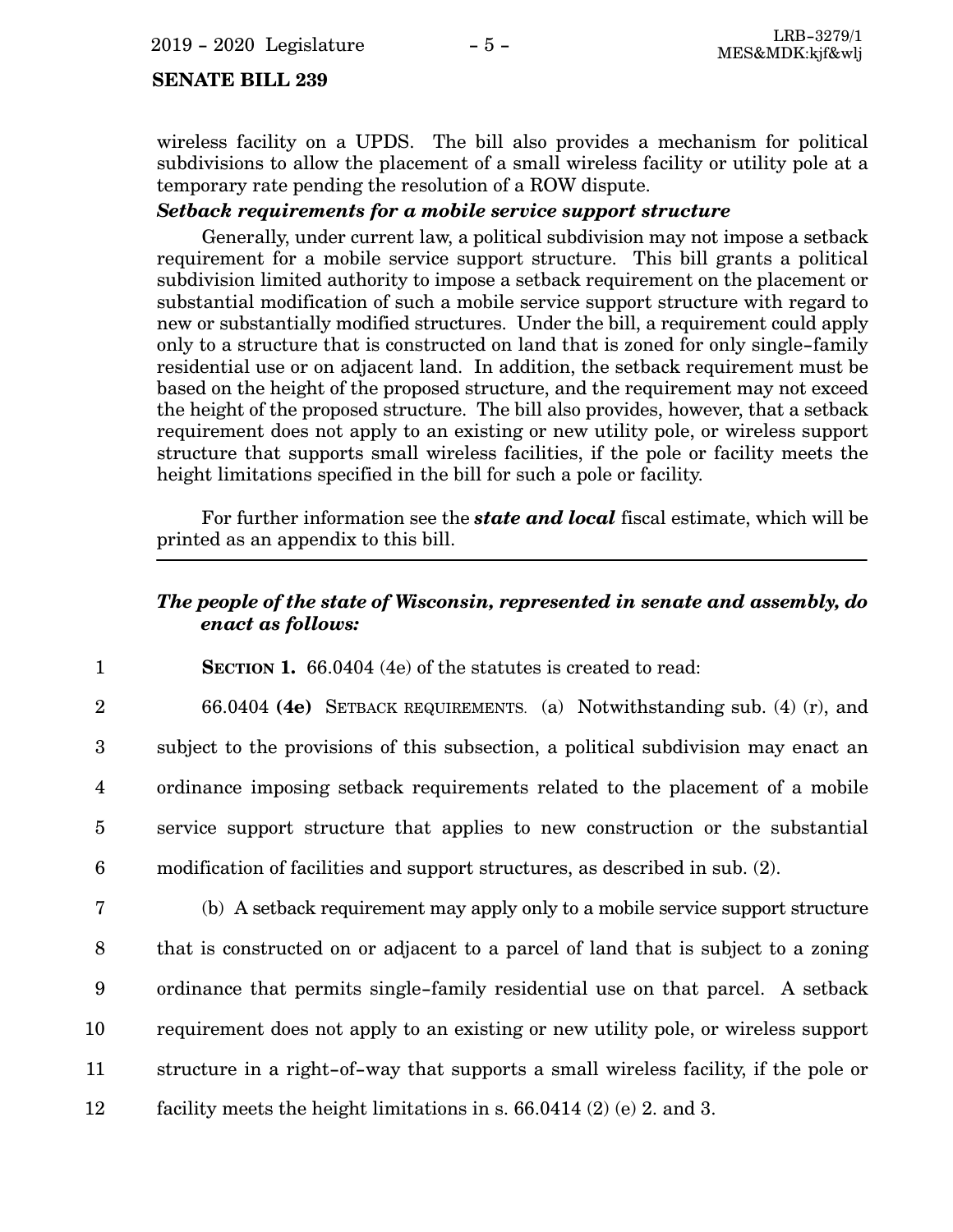wireless facility on a UPDS. The bill also provides a mechanism for political subdivisions to allow the placement of a small wireless facility or utility pole at a temporary rate pending the resolution of a ROW dispute.

***Setback requirements for a mobile service support structure***

Generally, under current law, a political subdivision may not impose a setback requirement for a mobile service support structure. This bill grants a political subdivision limited authority to impose a setback requirement on the placement or substantial modification of such a mobile service support structure with regard to new or substantially modified structures. Under the bill, a requirement could apply only to a structure that is constructed on land that is zoned for only single-family residential use or on adjacent land. In addition, the setback requirement must be based on the height of the proposed structure, and the requirement may not exceed the height of the proposed structure. The bill also provides, however, that a setback requirement does not apply to an existing or new utility pole, or wireless support structure that supports small wireless facilities, if the pole or facility meets the height limitations specified in the bill for such a pole or facility.

For further information see the ***state and local*** fiscal estimate, which will be printed as an appendix to this bill.

---

***The people of the state of Wisconsin, represented in senate and assembly, do enact as follows:***

**SECTION 1.** 66.0404 (4e) of the statutes is created to read:

66.0404 **(4e)** SETBACK REQUIREMENTS. (a) Notwithstanding sub. (4) (r), and subject to the provisions of this subsection, a political subdivision may enact an ordinance imposing setback requirements related to the placement of a mobile service support structure that applies to new construction or the substantial modification of facilities and support structures, as described in sub. (2).

(b) A setback requirement may apply only to a mobile service support structure that is constructed on or adjacent to a parcel of land that is subject to a zoning ordinance that permits single-family residential use on that parcel. A setback requirement does not apply to an existing or new utility pole, or wireless support structure in a right-of-way that supports a small wireless facility, if the pole or facility meets the height limitations in s. 66.0414 (2) (e) 2. and 3.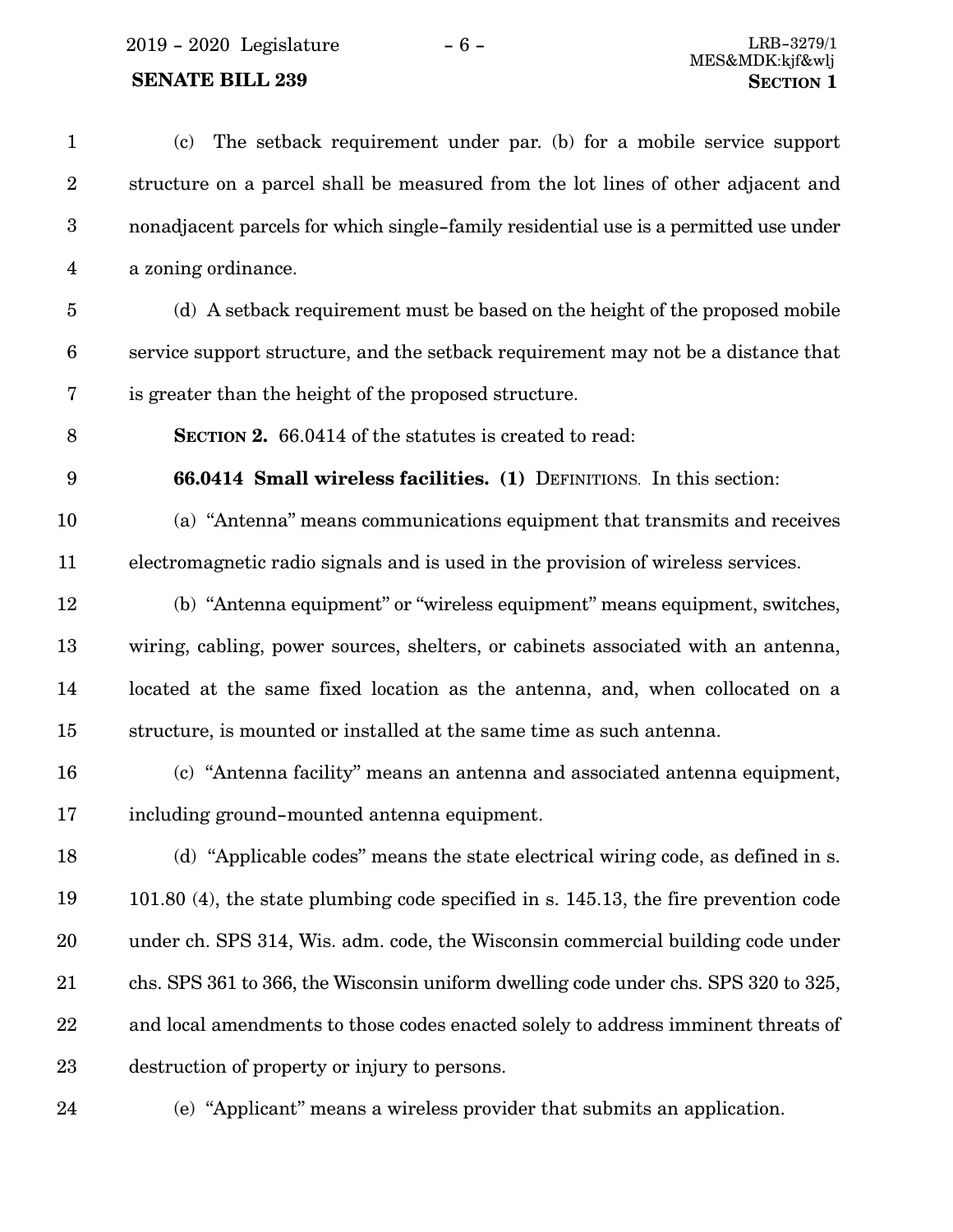(c) The setback requirement under par. (b) for a mobile service support structure on a parcel shall be measured from the lot lines of other adjacent and nonadjacent parcels for which single-family residential use is a permitted use under a zoning ordinance.

(d) A setback requirement must be based on the height of the proposed mobile service support structure, and the setback requirement may not be a distance that is greater than the height of the proposed structure.

**SECTION 2.** 66.0414 of the statutes is created to read:

**66.0414 Small wireless facilities. (1)** DEFINITIONS. In this section:

(a) "Antenna" means communications equipment that transmits and receives electromagnetic radio signals and is used in the provision of wireless services.

(b) "Antenna equipment" or "wireless equipment" means equipment, switches, wiring, cabling, power sources, shelters, or cabinets associated with an antenna, located at the same fixed location as the antenna, and, when collocated on a structure, is mounted or installed at the same time as such antenna.

(c) "Antenna facility" means an antenna and associated antenna equipment, including ground-mounted antenna equipment.

(d) "Applicable codes" means the state electrical wiring code, as defined in s. 101.80 (4), the state plumbing code specified in s. 145.13, the fire prevention code under ch. SPS 314, Wis. adm. code, the Wisconsin commercial building code under chs. SPS 361 to 366, the Wisconsin uniform dwelling code under chs. SPS 320 to 325, and local amendments to those codes enacted solely to address imminent threats of destruction of property or injury to persons.

(e) "Applicant" means a wireless provider that submits an application.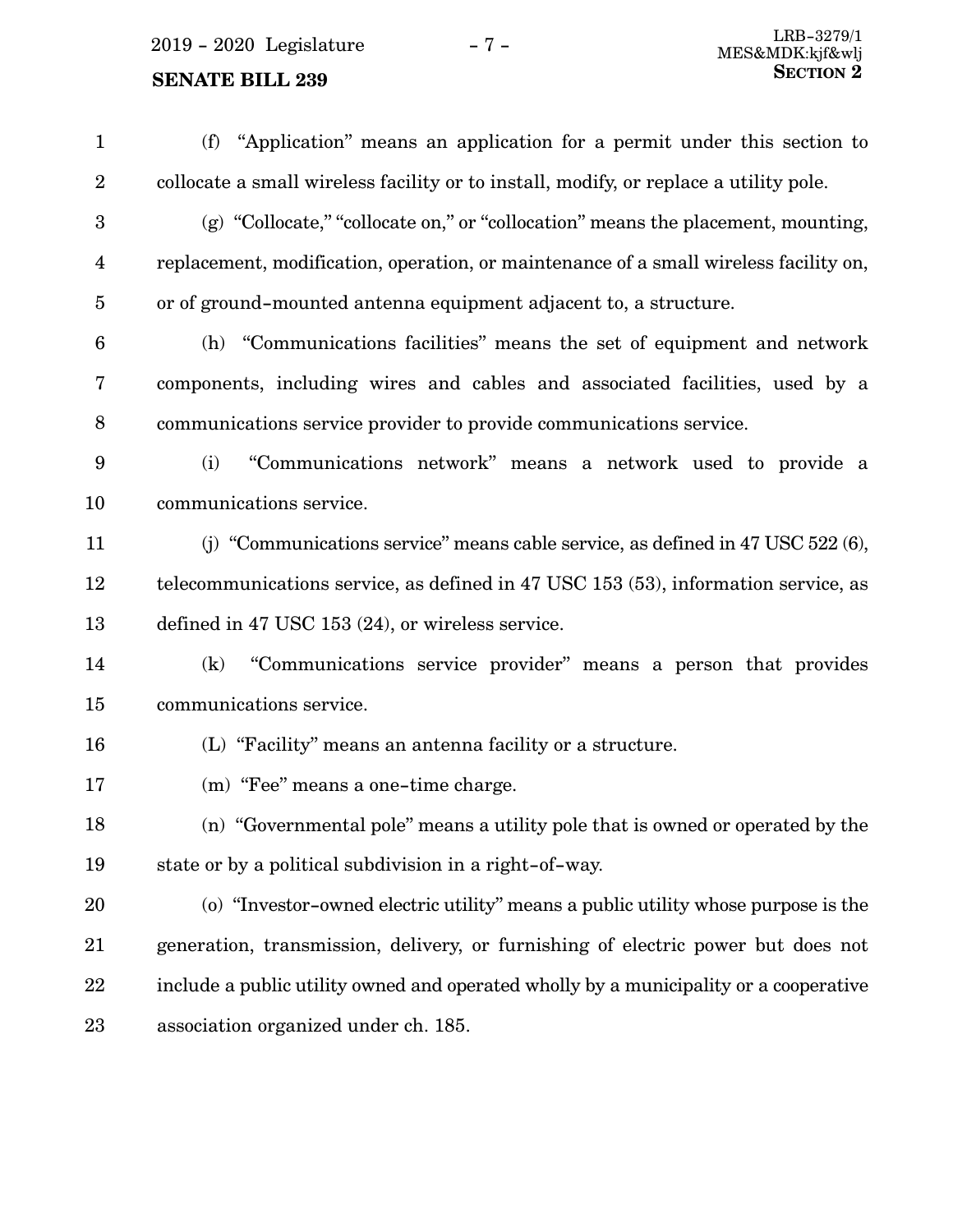(f) "Application" means an application for a permit under this section to collocate a small wireless facility or to install, modify, or replace a utility pole.

(g) "Collocate," "collocate on," or "collocation" means the placement, mounting, replacement, modification, operation, or maintenance of a small wireless facility on, or of ground-mounted antenna equipment adjacent to, a structure.

(h) "Communications facilities" means the set of equipment and network components, including wires and cables and associated facilities, used by a communications service provider to provide communications service.

(i) "Communications network" means a network used to provide a communications service.

(j) "Communications service" means cable service, as defined in 47 USC 522 (6), telecommunications service, as defined in 47 USC 153 (53), information service, as defined in 47 USC 153 (24), or wireless service.

(k) "Communications service provider" means a person that provides communications service.

(L) "Facility" means an antenna facility or a structure.

(m) "Fee" means a one-time charge.

(n) "Governmental pole" means a utility pole that is owned or operated by the state or by a political subdivision in a right-of-way.

(o) "Investor-owned electric utility" means a public utility whose purpose is the generation, transmission, delivery, or furnishing of electric power but does not include a public utility owned and operated wholly by a municipality or a cooperative association organized under ch. 185.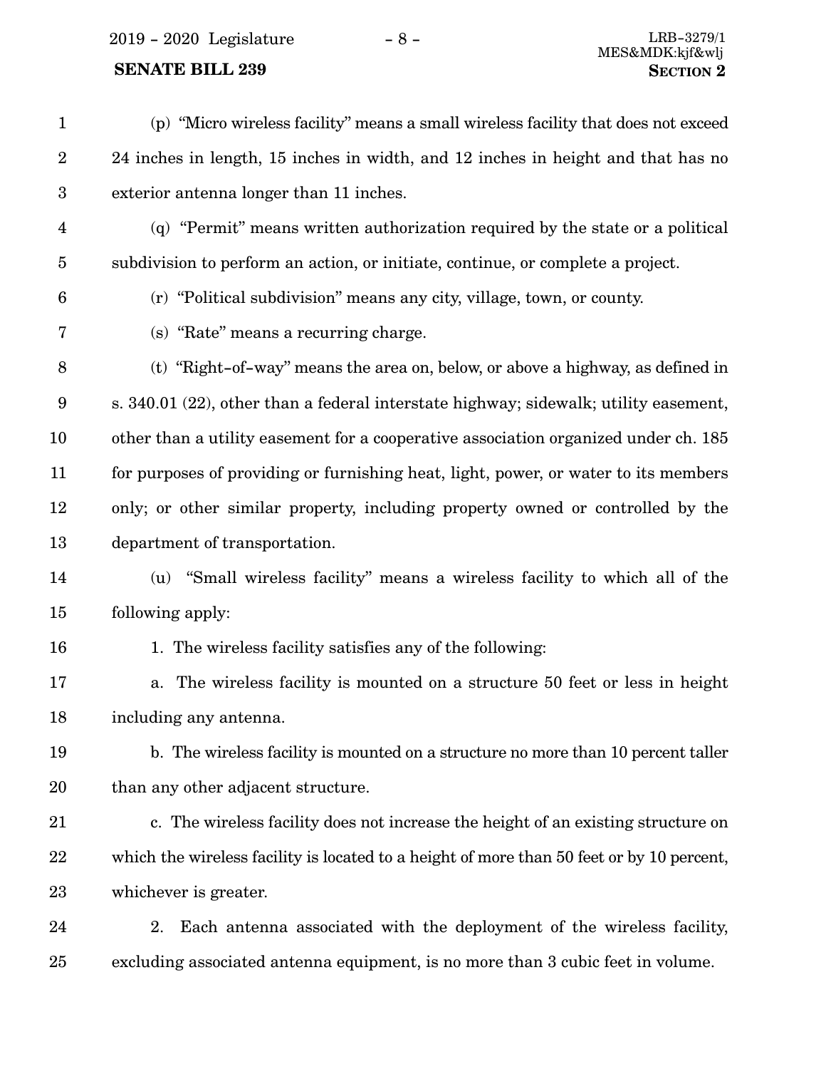(p) "Micro wireless facility" means a small wireless facility that does not exceed 24 inches in length, 15 inches in width, and 12 inches in height and that has no exterior antenna longer than 11 inches.

(q) "Permit" means written authorization required by the state or a political subdivision to perform an action, or initiate, continue, or complete a project.

(r) "Political subdivision" means any city, village, town, or county.

(s) "Rate" means a recurring charge.

(t) "Right-of-way" means the area on, below, or above a highway, as defined in s. 340.01 (22), other than a federal interstate highway; sidewalk; utility easement, other than a utility easement for a cooperative association organized under ch. 185 for purposes of providing or furnishing heat, light, power, or water to its members only; or other similar property, including property owned or controlled by the department of transportation.

(u) "Small wireless facility" means a wireless facility to which all of the following apply:

1. The wireless facility satisfies any of the following:

a. The wireless facility is mounted on a structure 50 feet or less in height including any antenna.

b. The wireless facility is mounted on a structure no more than 10 percent taller than any other adjacent structure.

c. The wireless facility does not increase the height of an existing structure on which the wireless facility is located to a height of more than 50 feet or by 10 percent, whichever is greater.

2. Each antenna associated with the deployment of the wireless facility, excluding associated antenna equipment, is no more than 3 cubic feet in volume.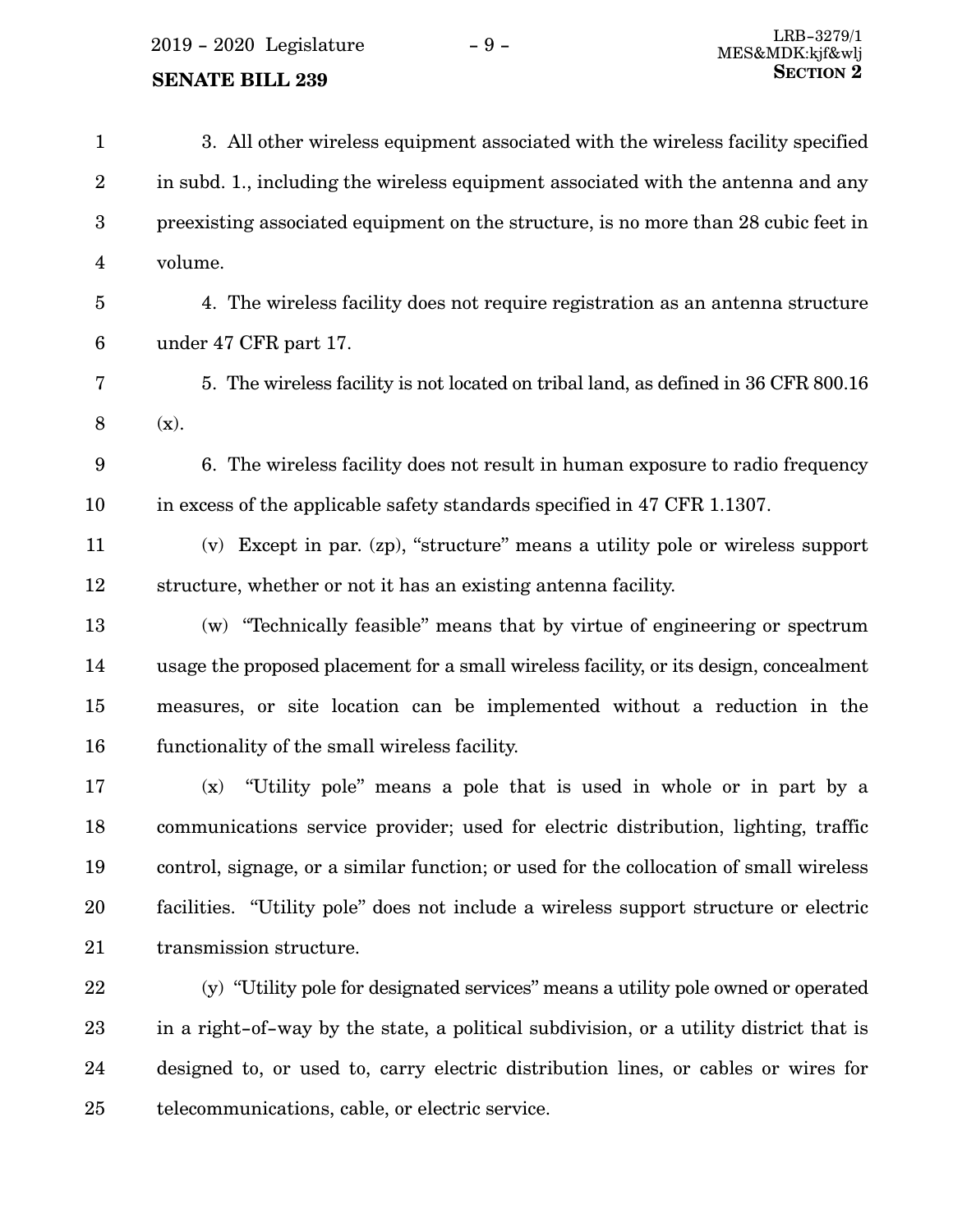3. All other wireless equipment associated with the wireless facility specified in subd. 1., including the wireless equipment associated with the antenna and any preexisting associated equipment on the structure, is no more than 28 cubic feet in volume.

4. The wireless facility does not require registration as an antenna structure under 47 CFR part 17.

5. The wireless facility is not located on tribal land, as defined in 36 CFR 800.16 (x).

6. The wireless facility does not result in human exposure to radio frequency in excess of the applicable safety standards specified in 47 CFR 1.1307.

(v) Except in par. (zp), "structure" means a utility pole or wireless support structure, whether or not it has an existing antenna facility.

(w) "Technically feasible" means that by virtue of engineering or spectrum usage the proposed placement for a small wireless facility, or its design, concealment measures, or site location can be implemented without a reduction in the functionality of the small wireless facility.

(x) "Utility pole" means a pole that is used in whole or in part by a communications service provider; used for electric distribution, lighting, traffic control, signage, or a similar function; or used for the collocation of small wireless facilities. "Utility pole" does not include a wireless support structure or electric transmission structure.

(y) "Utility pole for designated services" means a utility pole owned or operated in a right-of-way by the state, a political subdivision, or a utility district that is designed to, or used to, carry electric distribution lines, or cables or wires for telecommunications, cable, or electric service.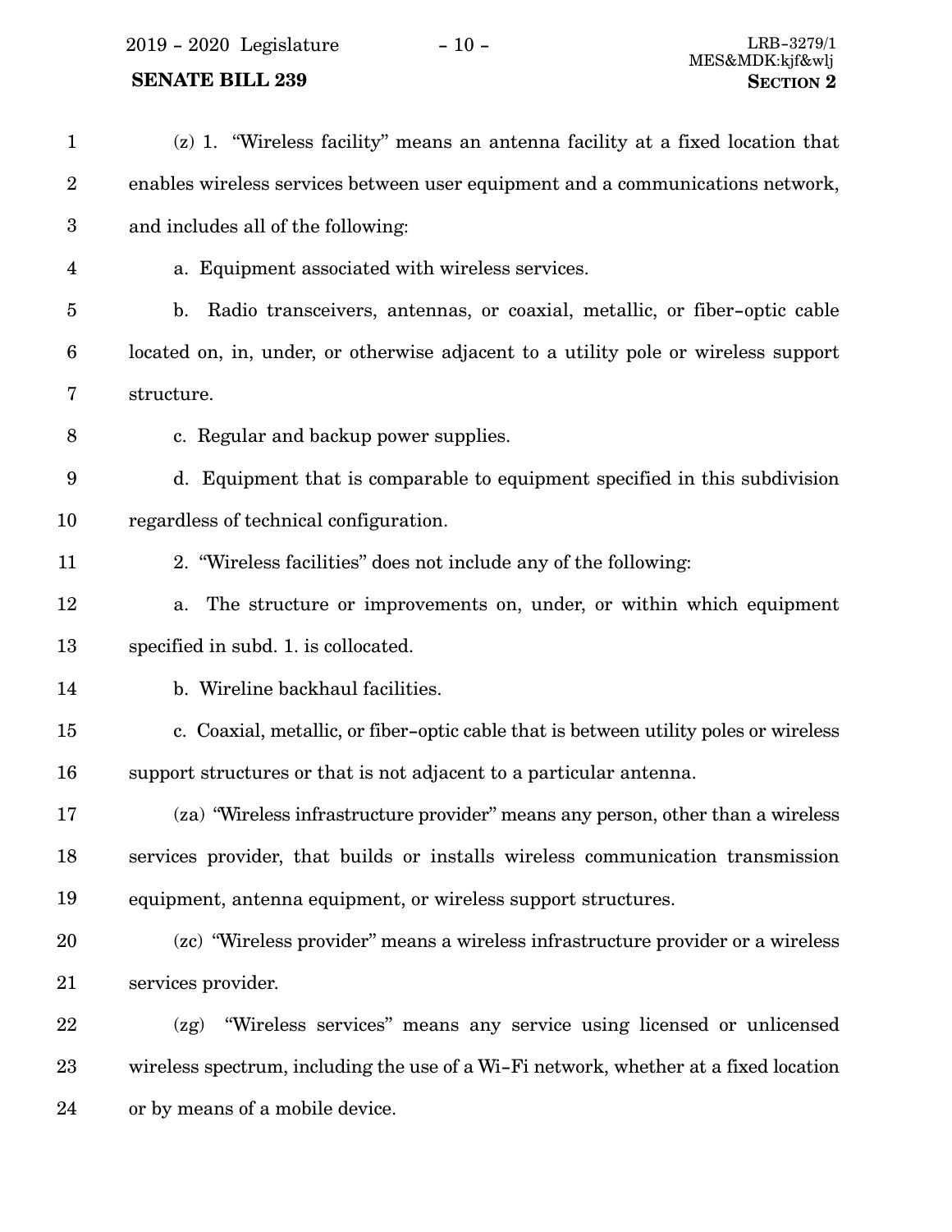(z) 1. "Wireless facility" means an antenna facility at a fixed location that enables wireless services between user equipment and a communications network, and includes all of the following:

a. Equipment associated with wireless services.

b. Radio transceivers, antennas, or coaxial, metallic, or fiber-optic cable located on, in, under, or otherwise adjacent to a utility pole or wireless support structure.

c. Regular and backup power supplies.

d. Equipment that is comparable to equipment specified in this subdivision regardless of technical configuration.

2. "Wireless facilities" does not include any of the following:

a. The structure or improvements on, under, or within which equipment specified in subd. 1. is collocated.

b. Wireline backhaul facilities.

c. Coaxial, metallic, or fiber-optic cable that is between utility poles or wireless support structures or that is not adjacent to a particular antenna.

(za) "Wireless infrastructure provider" means any person, other than a wireless services provider, that builds or installs wireless communication transmission equipment, antenna equipment, or wireless support structures.

(zc) "Wireless provider" means a wireless infrastructure provider or a wireless services provider.

(zg) "Wireless services" means any service using licensed or unlicensed wireless spectrum, including the use of a Wi-Fi network, whether at a fixed location or by means of a mobile device.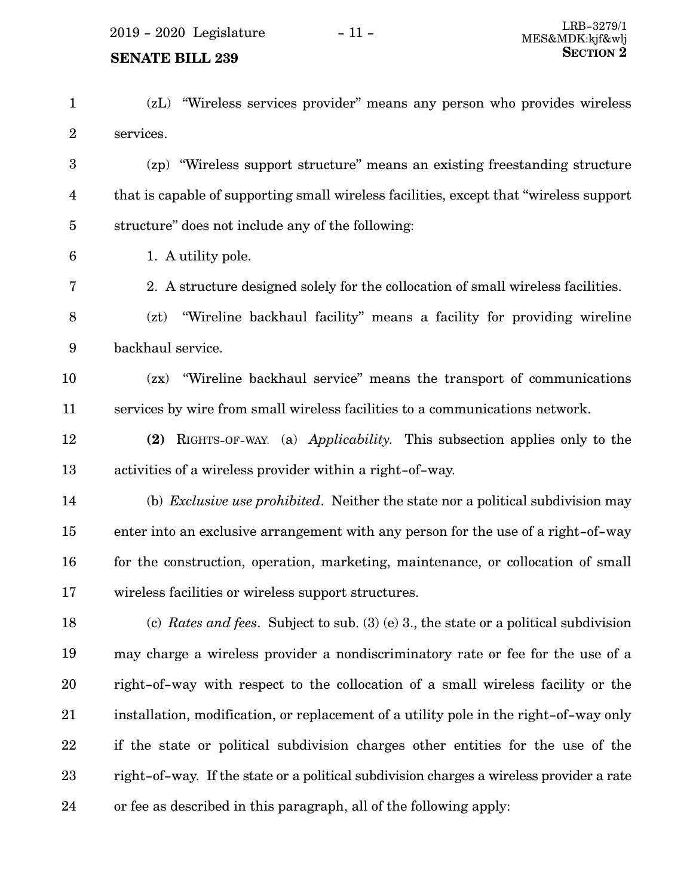(zL) "Wireless services provider" means any person who provides wireless services.

(zp) "Wireless support structure" means an existing freestanding structure that is capable of supporting small wireless facilities, except that "wireless support structure" does not include any of the following:

1. A utility pole.

2. A structure designed solely for the collocation of small wireless facilities.

(zt) "Wireline backhaul facility" means a facility for providing wireline backhaul service.

(zx) "Wireline backhaul service" means the transport of communications services by wire from small wireless facilities to a communications network.

**(2)** RIGHTS-OF-WAY. (a) *Applicability.* This subsection applies only to the activities of a wireless provider within a right-of-way.

(b) *Exclusive use prohibited*. Neither the state nor a political subdivision may enter into an exclusive arrangement with any person for the use of a right-of-way for the construction, operation, marketing, maintenance, or collocation of small wireless facilities or wireless support structures.

(c) *Rates and fees*. Subject to sub. (3) (e) 3., the state or a political subdivision may charge a wireless provider a nondiscriminatory rate or fee for the use of a right-of-way with respect to the collocation of a small wireless facility or the installation, modification, or replacement of a utility pole in the right-of-way only if the state or political subdivision charges other entities for the use of the right-of-way. If the state or a political subdivision charges a wireless provider a rate or fee as described in this paragraph, all of the following apply: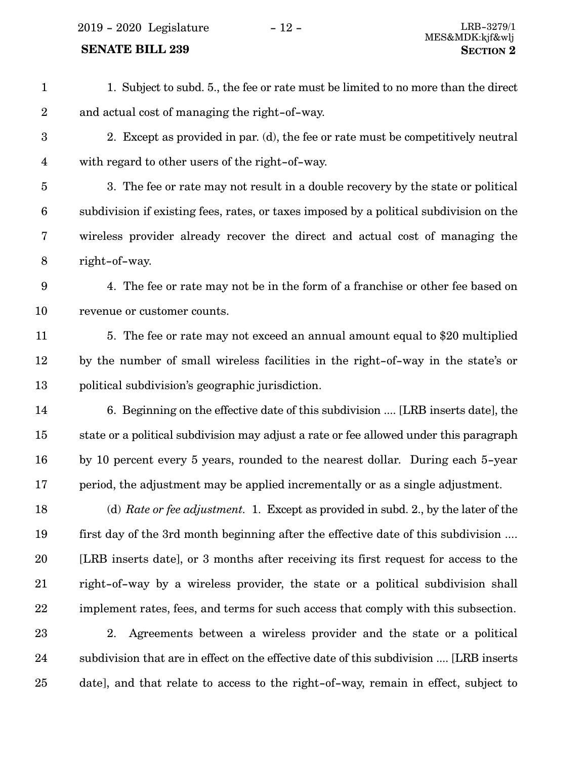1. Subject to subd. 5., the fee or rate must be limited to no more than the direct and actual cost of managing the right-of-way.

2. Except as provided in par. (d), the fee or rate must be competitively neutral with regard to other users of the right-of-way.

3. The fee or rate may not result in a double recovery by the state or political subdivision if existing fees, rates, or taxes imposed by a political subdivision on the wireless provider already recover the direct and actual cost of managing the right-of-way.

4. The fee or rate may not be in the form of a franchise or other fee based on revenue or customer counts.

5. The fee or rate may not exceed an annual amount equal to $20 multiplied by the number of small wireless facilities in the right-of-way in the state's or political subdivision's geographic jurisdiction.

6. Beginning on the effective date of this subdivision .... [LRB inserts date], the state or a political subdivision may adjust a rate or fee allowed under this paragraph by 10 percent every 5 years, rounded to the nearest dollar. During each 5-year period, the adjustment may be applied incrementally or as a single adjustment.

(d) *Rate or fee adjustment.* 1. Except as provided in subd. 2., by the later of the first day of the 3rd month beginning after the effective date of this subdivision .... [LRB inserts date], or 3 months after receiving its first request for access to the right-of-way by a wireless provider, the state or a political subdivision shall implement rates, fees, and terms for such access that comply with this subsection.

2. Agreements between a wireless provider and the state or a political subdivision that are in effect on the effective date of this subdivision .... [LRB inserts date], and that relate to access to the right-of-way, remain in effect, subject to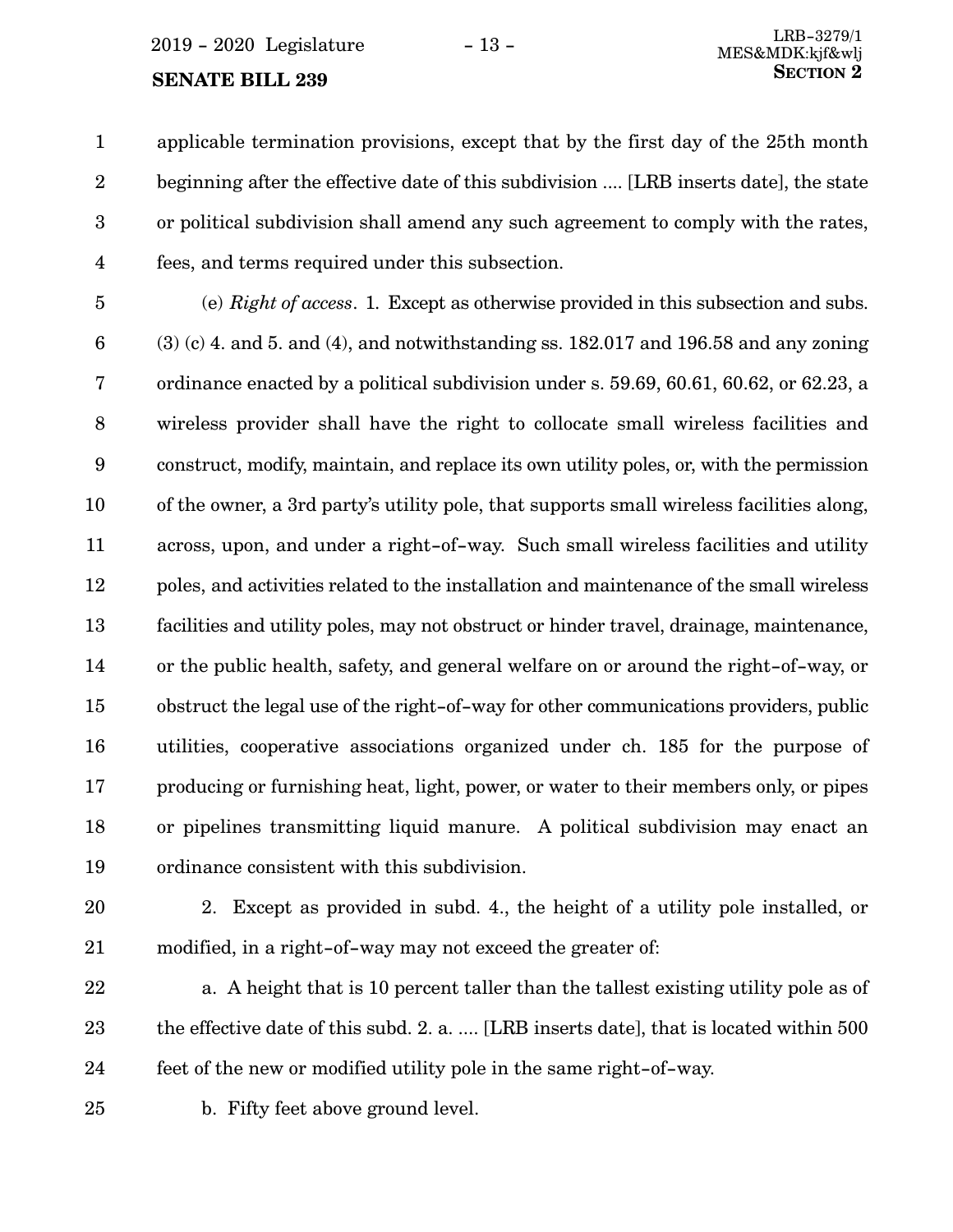applicable termination provisions, except that by the first day of the 25th month beginning after the effective date of this subdivision .... [LRB inserts date], the state or political subdivision shall amend any such agreement to comply with the rates, fees, and terms required under this subsection.

(e) *Right of access*. 1. Except as otherwise provided in this subsection and subs. (3) (c) 4. and 5. and (4), and notwithstanding ss. 182.017 and 196.58 and any zoning ordinance enacted by a political subdivision under s. 59.69, 60.61, 60.62, or 62.23, a wireless provider shall have the right to collocate small wireless facilities and construct, modify, maintain, and replace its own utility poles, or, with the permission of the owner, a 3rd party's utility pole, that supports small wireless facilities along, across, upon, and under a right-of-way. Such small wireless facilities and utility poles, and activities related to the installation and maintenance of the small wireless facilities and utility poles, may not obstruct or hinder travel, drainage, maintenance, or the public health, safety, and general welfare on or around the right-of-way, or obstruct the legal use of the right-of-way for other communications providers, public utilities, cooperative associations organized under ch. 185 for the purpose of producing or furnishing heat, light, power, or water to their members only, or pipes or pipelines transmitting liquid manure. A political subdivision may enact an ordinance consistent with this subdivision.

2. Except as provided in subd. 4., the height of a utility pole installed, or modified, in a right-of-way may not exceed the greater of:

a. A height that is 10 percent taller than the tallest existing utility pole as of the effective date of this subd. 2. a. .... [LRB inserts date], that is located within 500 feet of the new or modified utility pole in the same right-of-way.

b. Fifty feet above ground level.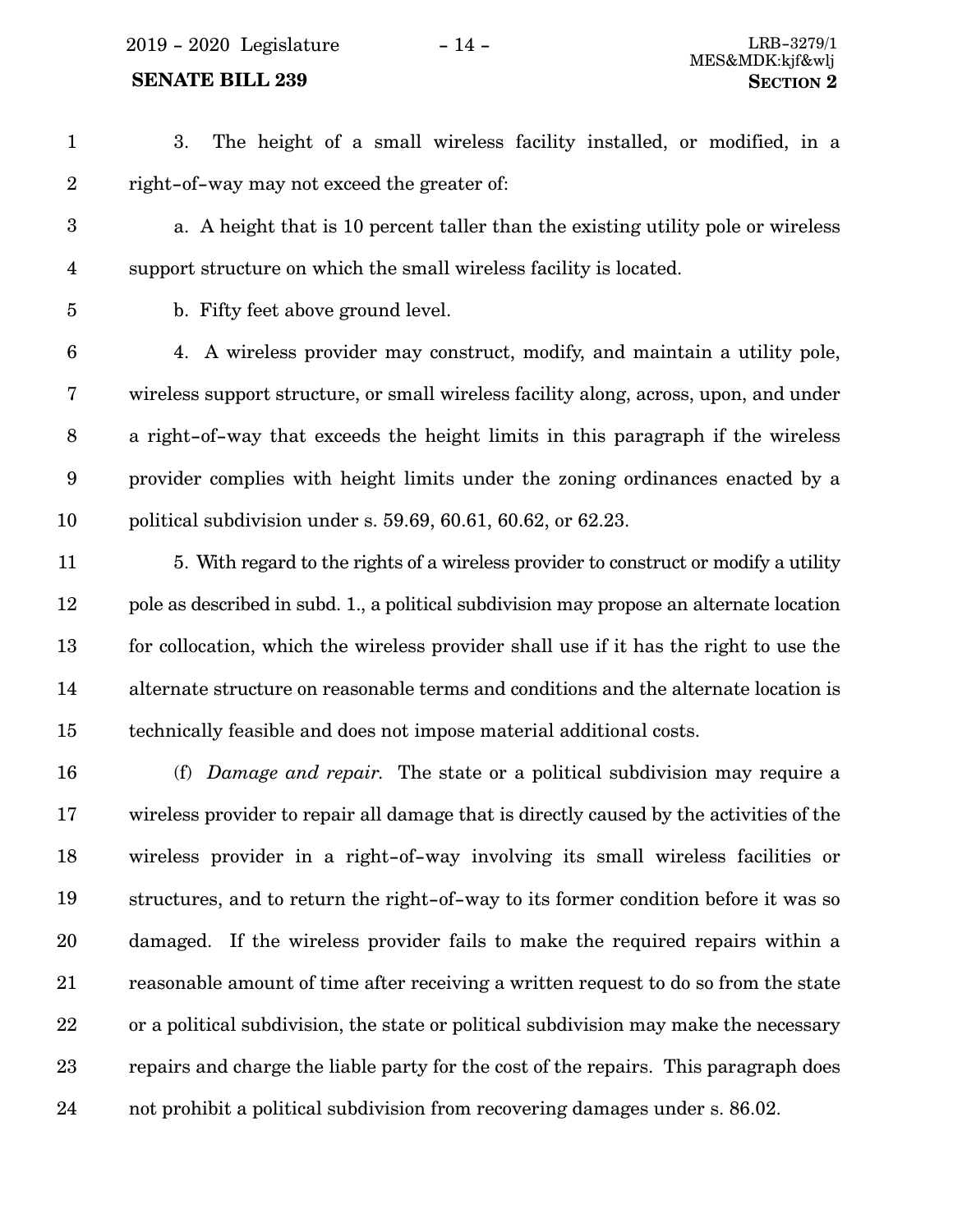3. The height of a small wireless facility installed, or modified, in a right-of-way may not exceed the greater of:

a. A height that is 10 percent taller than the existing utility pole or wireless support structure on which the small wireless facility is located.

b. Fifty feet above ground level.

4. A wireless provider may construct, modify, and maintain a utility pole, wireless support structure, or small wireless facility along, across, upon, and under a right-of-way that exceeds the height limits in this paragraph if the wireless provider complies with height limits under the zoning ordinances enacted by a political subdivision under s. 59.69, 60.61, 60.62, or 62.23.

5. With regard to the rights of a wireless provider to construct or modify a utility pole as described in subd. 1., a political subdivision may propose an alternate location for collocation, which the wireless provider shall use if it has the right to use the alternate structure on reasonable terms and conditions and the alternate location is technically feasible and does not impose material additional costs.

(f) *Damage and repair.* The state or a political subdivision may require a wireless provider to repair all damage that is directly caused by the activities of the wireless provider in a right-of-way involving its small wireless facilities or structures, and to return the right-of-way to its former condition before it was so damaged. If the wireless provider fails to make the required repairs within a reasonable amount of time after receiving a written request to do so from the state or a political subdivision, the state or political subdivision may make the necessary repairs and charge the liable party for the cost of the repairs. This paragraph does not prohibit a political subdivision from recovering damages under s. 86.02.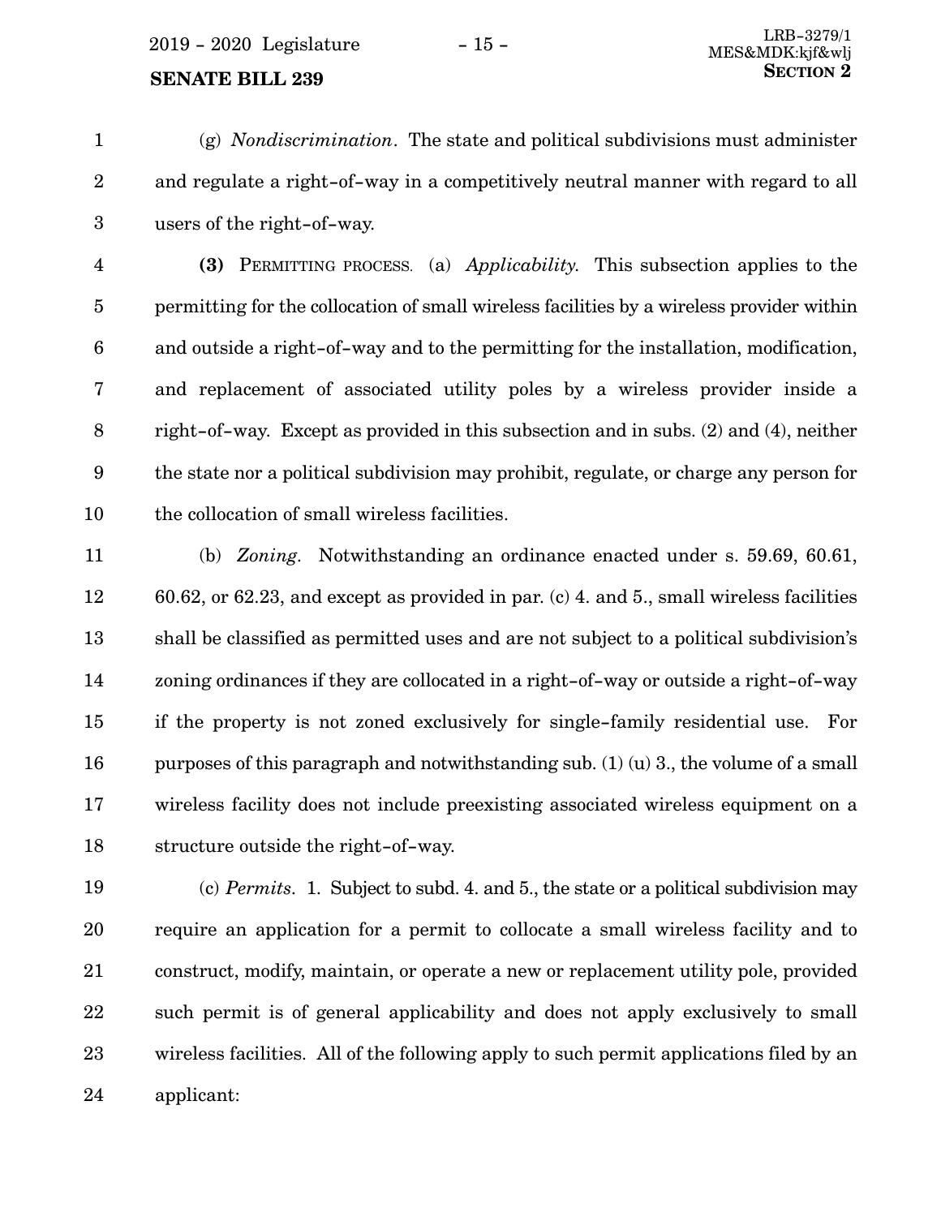(g) *Nondiscrimination*. The state and political subdivisions must administer and regulate a right-of-way in a competitively neutral manner with regard to all users of the right-of-way.

**(3)** PERMITTING PROCESS. (a) *Applicability.* This subsection applies to the permitting for the collocation of small wireless facilities by a wireless provider within and outside a right-of-way and to the permitting for the installation, modification, and replacement of associated utility poles by a wireless provider inside a right-of-way. Except as provided in this subsection and in subs. (2) and (4), neither the state nor a political subdivision may prohibit, regulate, or charge any person for the collocation of small wireless facilities.

(b) *Zoning*. Notwithstanding an ordinance enacted under s. 59.69, 60.61, 60.62, or 62.23, and except as provided in par. (c) 4. and 5., small wireless facilities shall be classified as permitted uses and are not subject to a political subdivision's zoning ordinances if they are collocated in a right-of-way or outside a right-of-way if the property is not zoned exclusively for single-family residential use. For purposes of this paragraph and notwithstanding sub. (1) (u) 3., the volume of a small wireless facility does not include preexisting associated wireless equipment on a structure outside the right-of-way.

(c) *Permits*. 1. Subject to subd. 4. and 5., the state or a political subdivision may require an application for a permit to collocate a small wireless facility and to construct, modify, maintain, or operate a new or replacement utility pole, provided such permit is of general applicability and does not apply exclusively to small wireless facilities. All of the following apply to such permit applications filed by an applicant: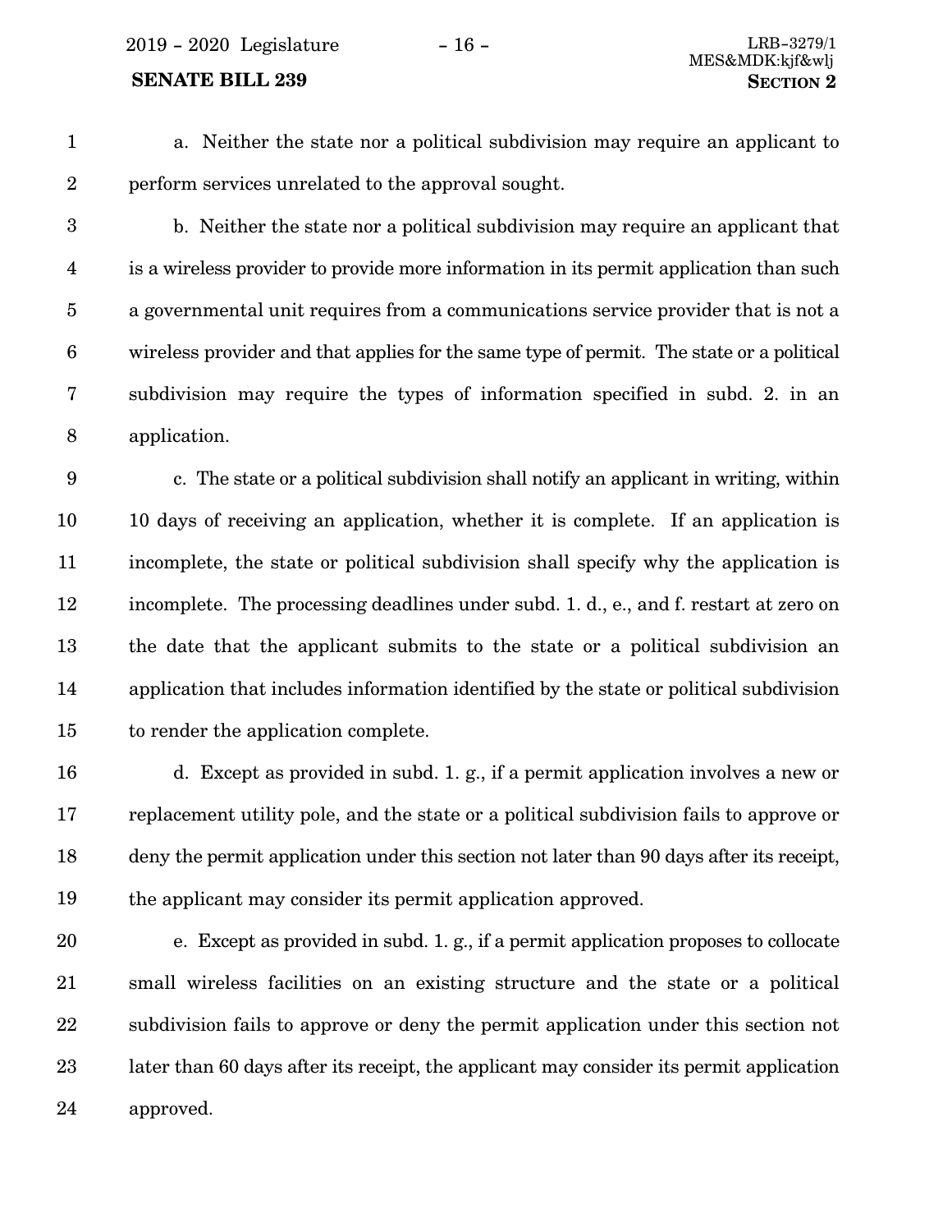a. Neither the state nor a political subdivision may require an applicant to perform services unrelated to the approval sought.

b. Neither the state nor a political subdivision may require an applicant that is a wireless provider to provide more information in its permit application than such a governmental unit requires from a communications service provider that is not a wireless provider and that applies for the same type of permit. The state or a political subdivision may require the types of information specified in subd. 2. in an application.

c. The state or a political subdivision shall notify an applicant in writing, within 10 days of receiving an application, whether it is complete. If an application is incomplete, the state or political subdivision shall specify why the application is incomplete. The processing deadlines under subd. 1. d., e., and f. restart at zero on the date that the applicant submits to the state or a political subdivision an application that includes information identified by the state or political subdivision to render the application complete.

d. Except as provided in subd. 1. g., if a permit application involves a new or replacement utility pole, and the state or a political subdivision fails to approve or deny the permit application under this section not later than 90 days after its receipt, the applicant may consider its permit application approved.

e. Except as provided in subd. 1. g., if a permit application proposes to collocate small wireless facilities on an existing structure and the state or a political subdivision fails to approve or deny the permit application under this section not later than 60 days after its receipt, the applicant may consider its permit application approved.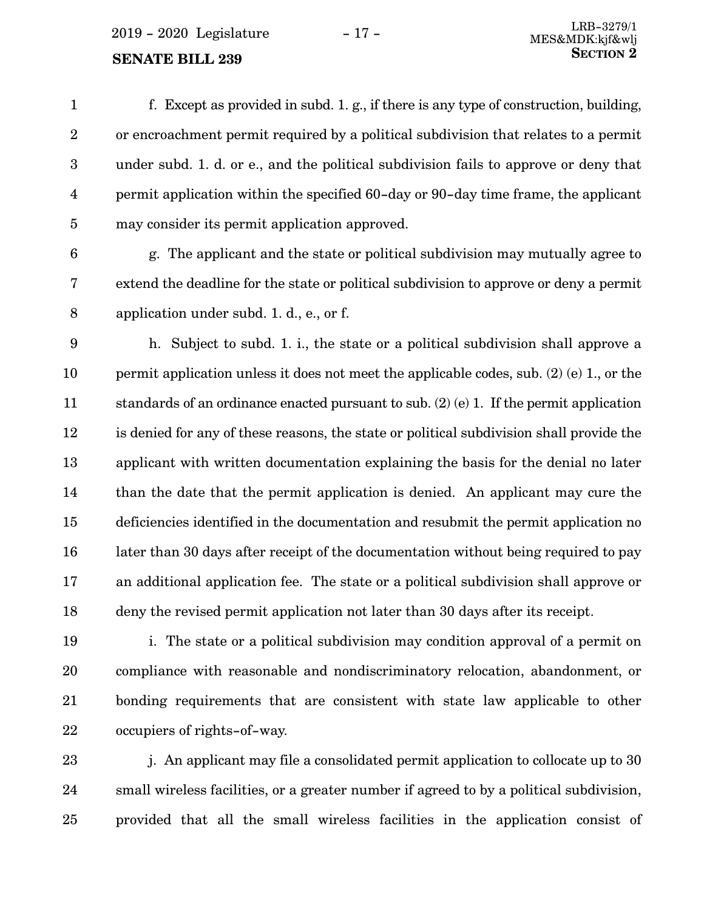f. Except as provided in subd. 1. g., if there is any type of construction, building, or encroachment permit required by a political subdivision that relates to a permit under subd. 1. d. or e., and the political subdivision fails to approve or deny that permit application within the specified 60-day or 90-day time frame, the applicant may consider its permit application approved.

g. The applicant and the state or political subdivision may mutually agree to extend the deadline for the state or political subdivision to approve or deny a permit application under subd. 1. d., e., or f.

h. Subject to subd. 1. i., the state or a political subdivision shall approve a permit application unless it does not meet the applicable codes, sub. (2) (e) 1., or the standards of an ordinance enacted pursuant to sub. (2) (e) 1. If the permit application is denied for any of these reasons, the state or political subdivision shall provide the applicant with written documentation explaining the basis for the denial no later than the date that the permit application is denied. An applicant may cure the deficiencies identified in the documentation and resubmit the permit application no later than 30 days after receipt of the documentation without being required to pay an additional application fee. The state or a political subdivision shall approve or deny the revised permit application not later than 30 days after its receipt.

i. The state or a political subdivision may condition approval of a permit on compliance with reasonable and nondiscriminatory relocation, abandonment, or bonding requirements that are consistent with state law applicable to other occupiers of rights-of-way.

j. An applicant may file a consolidated permit application to collocate up to 30 small wireless facilities, or a greater number if agreed to by a political subdivision, provided that all the small wireless facilities in the application consist of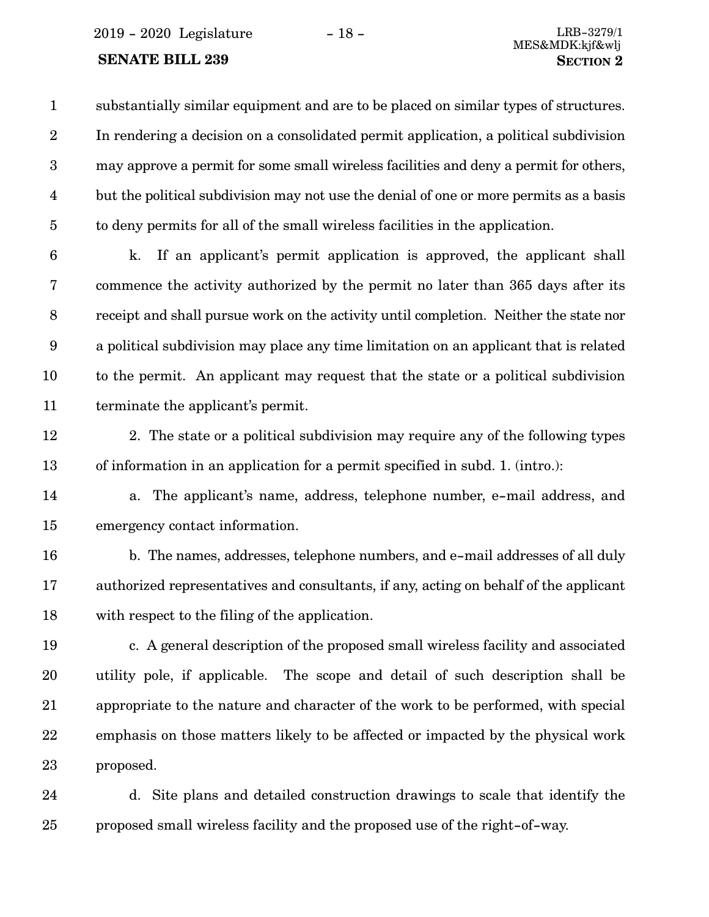substantially similar equipment and are to be placed on similar types of structures. In rendering a decision on a consolidated permit application, a political subdivision may approve a permit for some small wireless facilities and deny a permit for others, but the political subdivision may not use the denial of one or more permits as a basis to deny permits for all of the small wireless facilities in the application.

k. If an applicant's permit application is approved, the applicant shall commence the activity authorized by the permit no later than 365 days after its receipt and shall pursue work on the activity until completion. Neither the state nor a political subdivision may place any time limitation on an applicant that is related to the permit. An applicant may request that the state or a political subdivision terminate the applicant's permit.

2. The state or a political subdivision may require any of the following types of information in an application for a permit specified in subd. 1. (intro.):

a. The applicant's name, address, telephone number, e-mail address, and emergency contact information.

b. The names, addresses, telephone numbers, and e-mail addresses of all duly authorized representatives and consultants, if any, acting on behalf of the applicant with respect to the filing of the application.

c. A general description of the proposed small wireless facility and associated utility pole, if applicable. The scope and detail of such description shall be appropriate to the nature and character of the work to be performed, with special emphasis on those matters likely to be affected or impacted by the physical work proposed.

d. Site plans and detailed construction drawings to scale that identify the proposed small wireless facility and the proposed use of the right-of-way.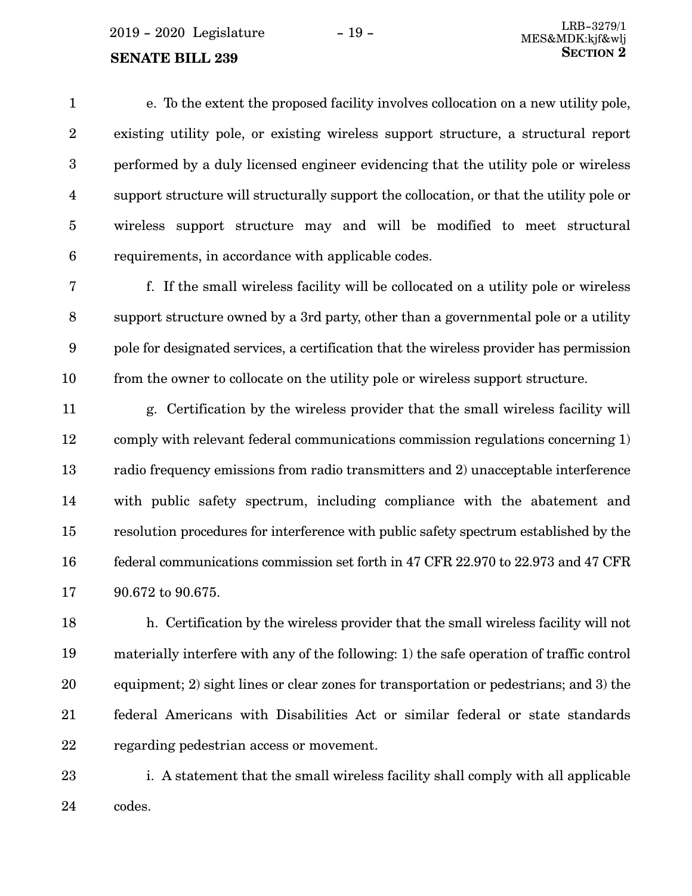e. To the extent the proposed facility involves collocation on a new utility pole, existing utility pole, or existing wireless support structure, a structural report performed by a duly licensed engineer evidencing that the utility pole or wireless support structure will structurally support the collocation, or that the utility pole or wireless support structure may and will be modified to meet structural requirements, in accordance with applicable codes.

f. If the small wireless facility will be collocated on a utility pole or wireless support structure owned by a 3rd party, other than a governmental pole or a utility pole for designated services, a certification that the wireless provider has permission from the owner to collocate on the utility pole or wireless support structure.

g. Certification by the wireless provider that the small wireless facility will comply with relevant federal communications commission regulations concerning 1) radio frequency emissions from radio transmitters and 2) unacceptable interference with public safety spectrum, including compliance with the abatement and resolution procedures for interference with public safety spectrum established by the federal communications commission set forth in 47 CFR 22.970 to 22.973 and 47 CFR 90.672 to 90.675.

h. Certification by the wireless provider that the small wireless facility will not materially interfere with any of the following: 1) the safe operation of traffic control equipment; 2) sight lines or clear zones for transportation or pedestrians; and 3) the federal Americans with Disabilities Act or similar federal or state standards regarding pedestrian access or movement.

i. A statement that the small wireless facility shall comply with all applicable codes.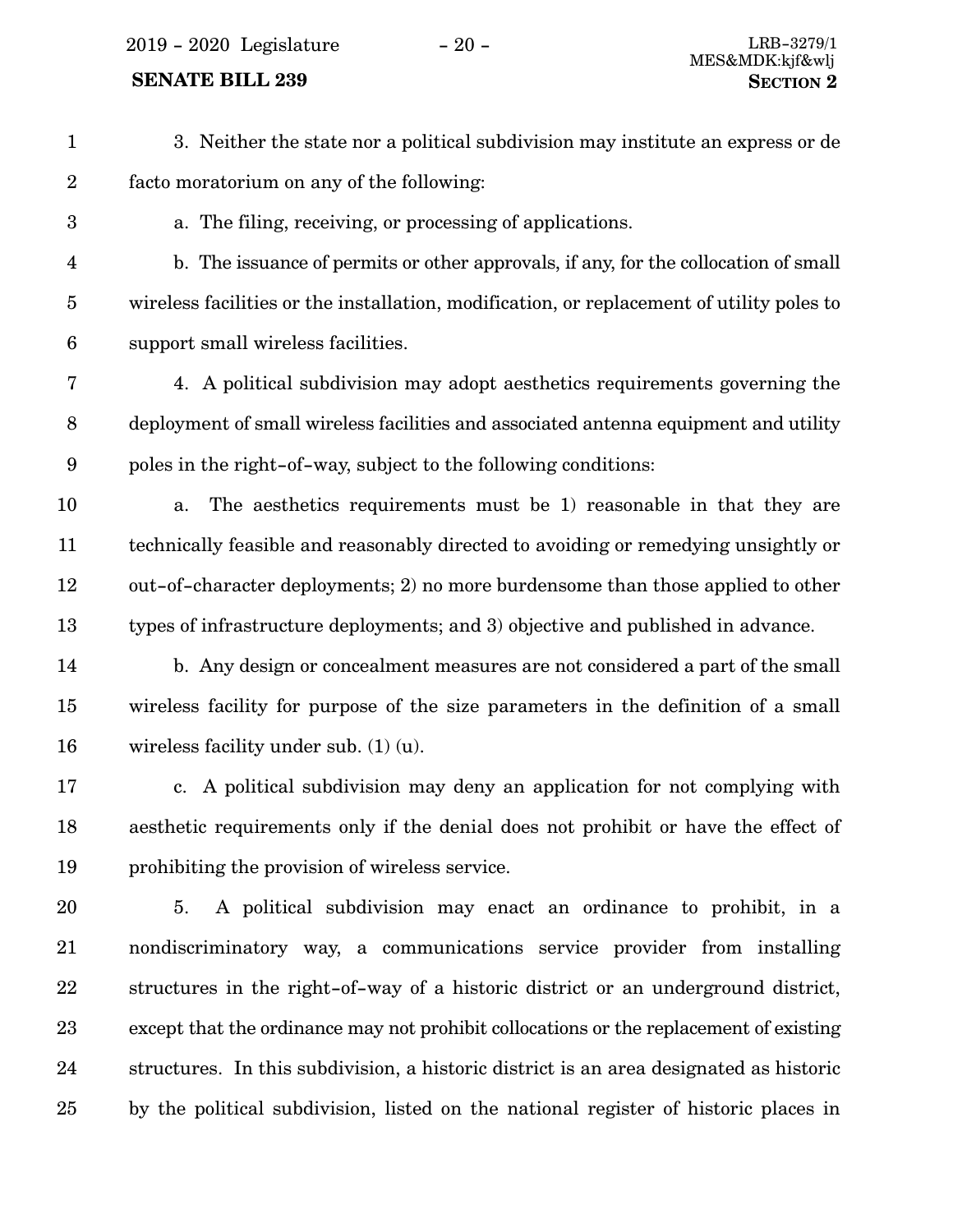3. Neither the state nor a political subdivision may institute an express or de facto moratorium on any of the following:

a. The filing, receiving, or processing of applications.

b. The issuance of permits or other approvals, if any, for the collocation of small wireless facilities or the installation, modification, or replacement of utility poles to support small wireless facilities.

4. A political subdivision may adopt aesthetics requirements governing the deployment of small wireless facilities and associated antenna equipment and utility poles in the right-of-way, subject to the following conditions:

a. The aesthetics requirements must be 1) reasonable in that they are technically feasible and reasonably directed to avoiding or remedying unsightly or out-of-character deployments; 2) no more burdensome than those applied to other types of infrastructure deployments; and 3) objective and published in advance.

b. Any design or concealment measures are not considered a part of the small wireless facility for purpose of the size parameters in the definition of a small wireless facility under sub. (1) (u).

c. A political subdivision may deny an application for not complying with aesthetic requirements only if the denial does not prohibit or have the effect of prohibiting the provision of wireless service.

5. A political subdivision may enact an ordinance to prohibit, in a nondiscriminatory way, a communications service provider from installing structures in the right-of-way of a historic district or an underground district, except that the ordinance may not prohibit collocations or the replacement of existing structures. In this subdivision, a historic district is an area designated as historic by the political subdivision, listed on the national register of historic places in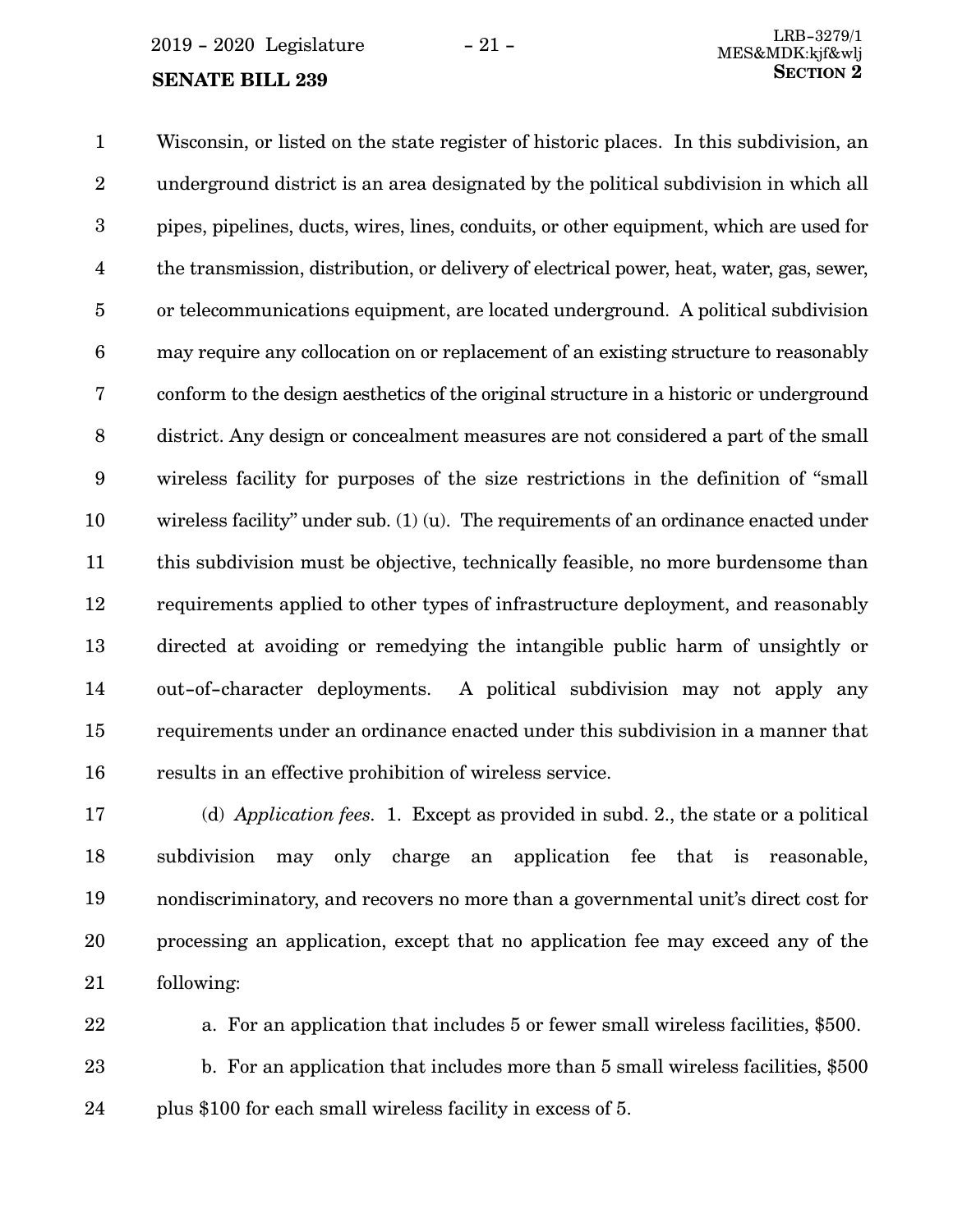Wisconsin, or listed on the state register of historic places. In this subdivision, an underground district is an area designated by the political subdivision in which all pipes, pipelines, ducts, wires, lines, conduits, or other equipment, which are used for the transmission, distribution, or delivery of electrical power, heat, water, gas, sewer, or telecommunications equipment, are located underground. A political subdivision may require any collocation on or replacement of an existing structure to reasonably conform to the design aesthetics of the original structure in a historic or underground district. Any design or concealment measures are not considered a part of the small wireless facility for purposes of the size restrictions in the definition of "small wireless facility" under sub. (1) (u). The requirements of an ordinance enacted under this subdivision must be objective, technically feasible, no more burdensome than requirements applied to other types of infrastructure deployment, and reasonably directed at avoiding or remedying the intangible public harm of unsightly or out-of-character deployments. A political subdivision may not apply any requirements under an ordinance enacted under this subdivision in a manner that results in an effective prohibition of wireless service.

(d) *Application fees.* 1. Except as provided in subd. 2., the state or a political subdivision may only charge an application fee that is reasonable, nondiscriminatory, and recovers no more than a governmental unit's direct cost for processing an application, except that no application fee may exceed any of the following:

a. For an application that includes 5 or fewer small wireless facilities, $500.

b. For an application that includes more than 5 small wireless facilities, $500 plus $100 for each small wireless facility in excess of 5.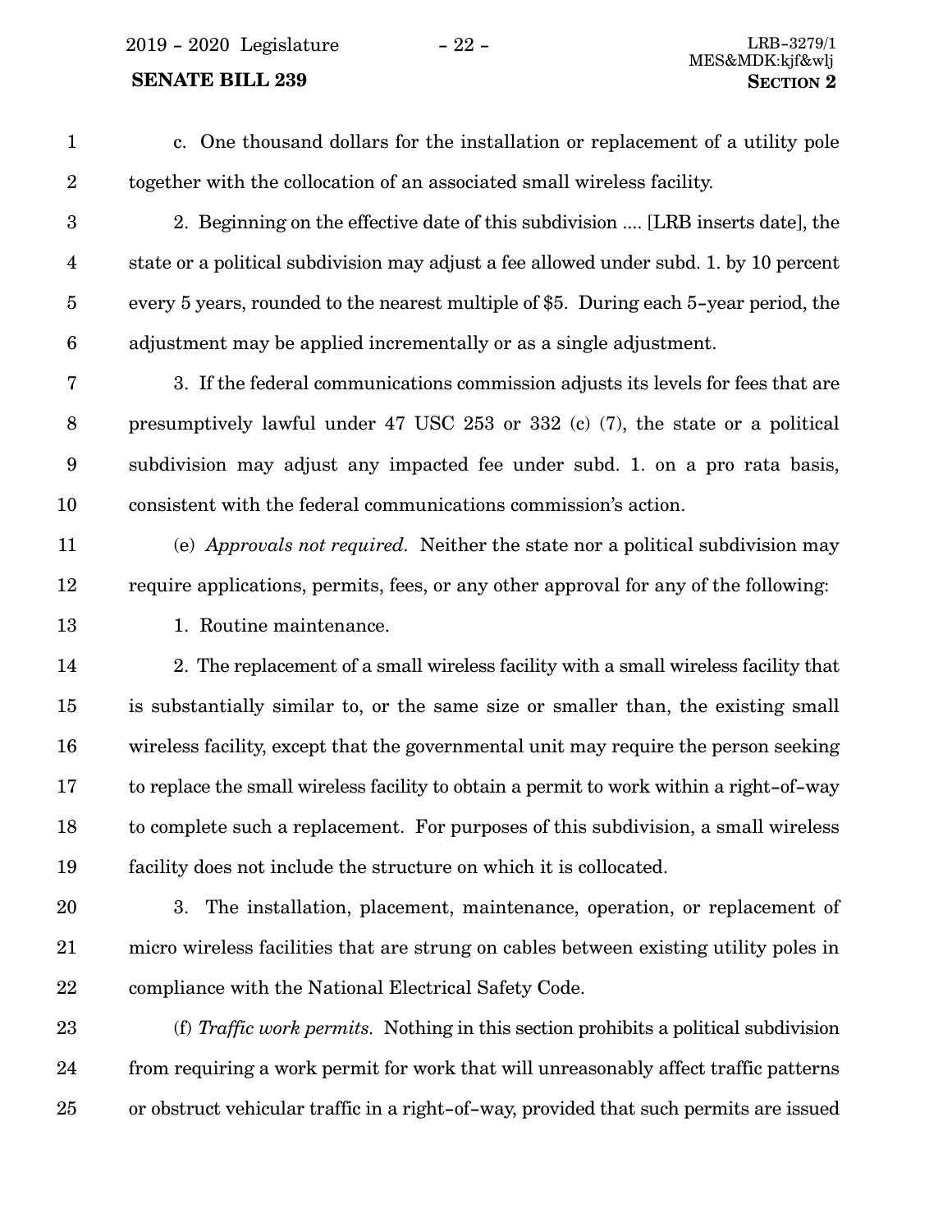c. One thousand dollars for the installation or replacement of a utility pole together with the collocation of an associated small wireless facility.

2. Beginning on the effective date of this subdivision .... [LRB inserts date], the state or a political subdivision may adjust a fee allowed under subd. 1. by 10 percent every 5 years, rounded to the nearest multiple of $5. During each 5-year period, the adjustment may be applied incrementally or as a single adjustment.

3. If the federal communications commission adjusts its levels for fees that are presumptively lawful under 47 USC 253 or 332 (c) (7), the state or a political subdivision may adjust any impacted fee under subd. 1. on a pro rata basis, consistent with the federal communications commission's action.

(e) *Approvals not required.* Neither the state nor a political subdivision may require applications, permits, fees, or any other approval for any of the following:

1. Routine maintenance.

2. The replacement of a small wireless facility with a small wireless facility that is substantially similar to, or the same size or smaller than, the existing small wireless facility, except that the governmental unit may require the person seeking to replace the small wireless facility to obtain a permit to work within a right-of-way to complete such a replacement. For purposes of this subdivision, a small wireless facility does not include the structure on which it is collocated.

3. The installation, placement, maintenance, operation, or replacement of micro wireless facilities that are strung on cables between existing utility poles in compliance with the National Electrical Safety Code.

(f) *Traffic work permits.* Nothing in this section prohibits a political subdivision from requiring a work permit for work that will unreasonably affect traffic patterns or obstruct vehicular traffic in a right-of-way, provided that such permits are issued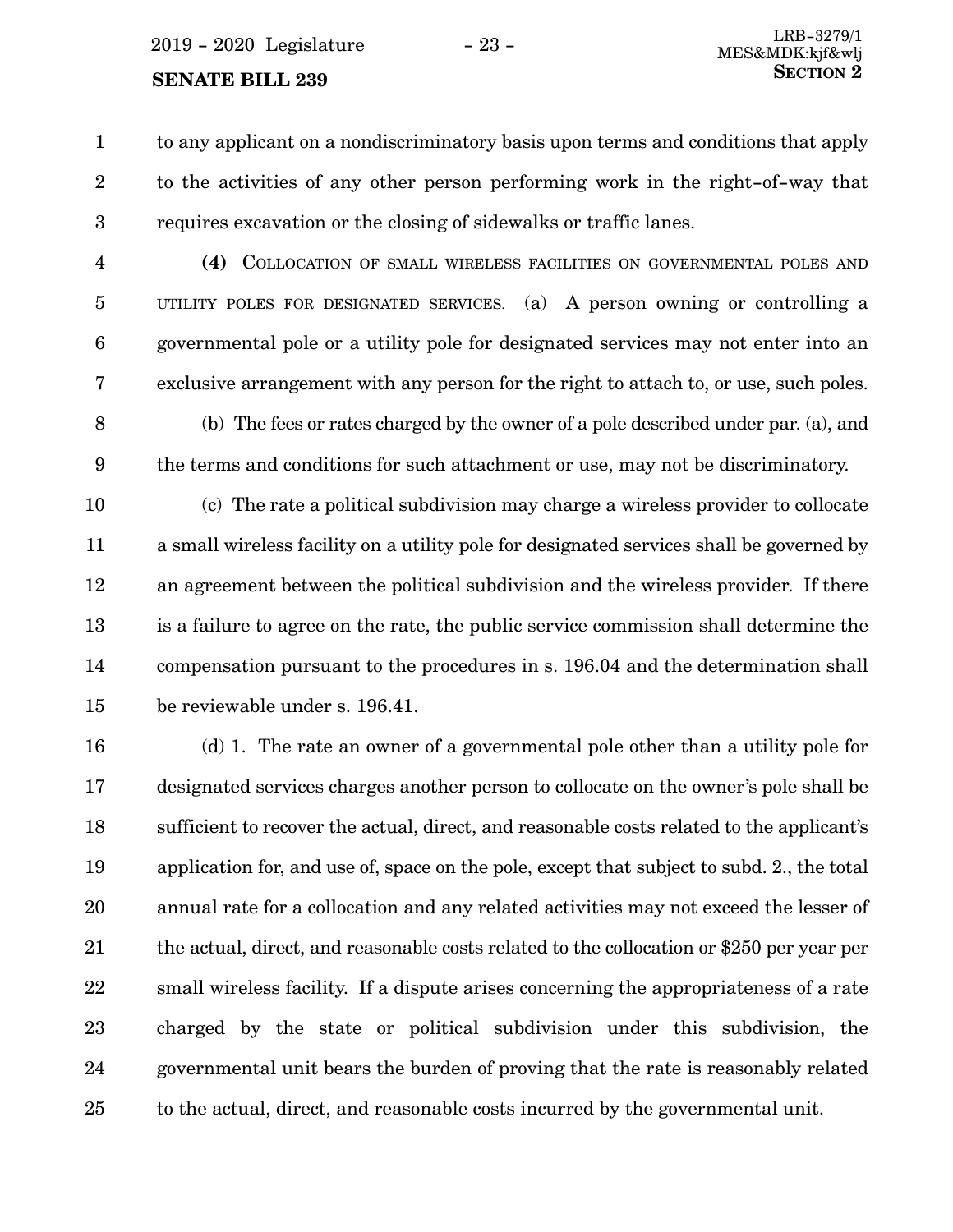to any applicant on a nondiscriminatory basis upon terms and conditions that apply to the activities of any other person performing work in the right-of-way that requires excavation or the closing of sidewalks or traffic lanes.

**(4)** COLLOCATION OF SMALL WIRELESS FACILITIES ON GOVERNMENTAL POLES AND UTILITY POLES FOR DESIGNATED SERVICES. (a) A person owning or controlling a governmental pole or a utility pole for designated services may not enter into an exclusive arrangement with any person for the right to attach to, or use, such poles.

(b) The fees or rates charged by the owner of a pole described under par. (a), and the terms and conditions for such attachment or use, may not be discriminatory.

(c) The rate a political subdivision may charge a wireless provider to collocate a small wireless facility on a utility pole for designated services shall be governed by an agreement between the political subdivision and the wireless provider. If there is a failure to agree on the rate, the public service commission shall determine the compensation pursuant to the procedures in s. 196.04 and the determination shall be reviewable under s. 196.41.

(d) 1. The rate an owner of a governmental pole other than a utility pole for designated services charges another person to collocate on the owner's pole shall be sufficient to recover the actual, direct, and reasonable costs related to the applicant's application for, and use of, space on the pole, except that subject to subd. 2., the total annual rate for a collocation and any related activities may not exceed the lesser of the actual, direct, and reasonable costs related to the collocation or $250 per year per small wireless facility. If a dispute arises concerning the appropriateness of a rate charged by the state or political subdivision under this subdivision, the governmental unit bears the burden of proving that the rate is reasonably related to the actual, direct, and reasonable costs incurred by the governmental unit.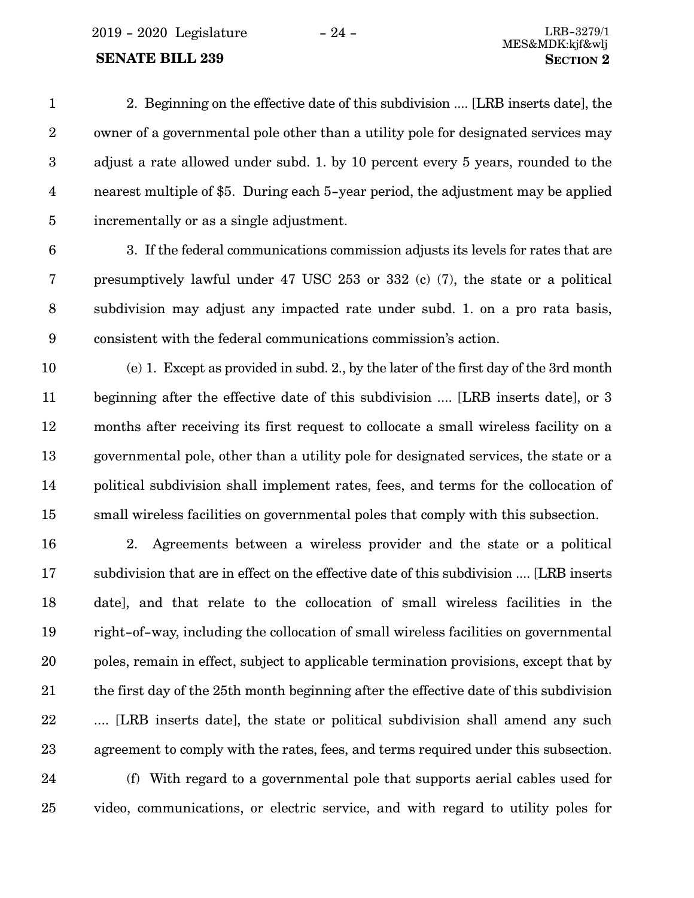2. Beginning on the effective date of this subdivision .... [LRB inserts date], the owner of a governmental pole other than a utility pole for designated services may adjust a rate allowed under subd. 1. by 10 percent every 5 years, rounded to the nearest multiple of $5. During each 5-year period, the adjustment may be applied incrementally or as a single adjustment.

3. If the federal communications commission adjusts its levels for rates that are presumptively lawful under 47 USC 253 or 332 (c) (7), the state or a political subdivision may adjust any impacted rate under subd. 1. on a pro rata basis, consistent with the federal communications commission's action.

(e) 1. Except as provided in subd. 2., by the later of the first day of the 3rd month beginning after the effective date of this subdivision .... [LRB inserts date], or 3 months after receiving its first request to collocate a small wireless facility on a governmental pole, other than a utility pole for designated services, the state or a political subdivision shall implement rates, fees, and terms for the collocation of small wireless facilities on governmental poles that comply with this subsection.

2. Agreements between a wireless provider and the state or a political subdivision that are in effect on the effective date of this subdivision .... [LRB inserts date], and that relate to the collocation of small wireless facilities in the right-of-way, including the collocation of small wireless facilities on governmental poles, remain in effect, subject to applicable termination provisions, except that by the first day of the 25th month beginning after the effective date of this subdivision .... [LRB inserts date], the state or political subdivision shall amend any such agreement to comply with the rates, fees, and terms required under this subsection.

(f) With regard to a governmental pole that supports aerial cables used for video, communications, or electric service, and with regard to utility poles for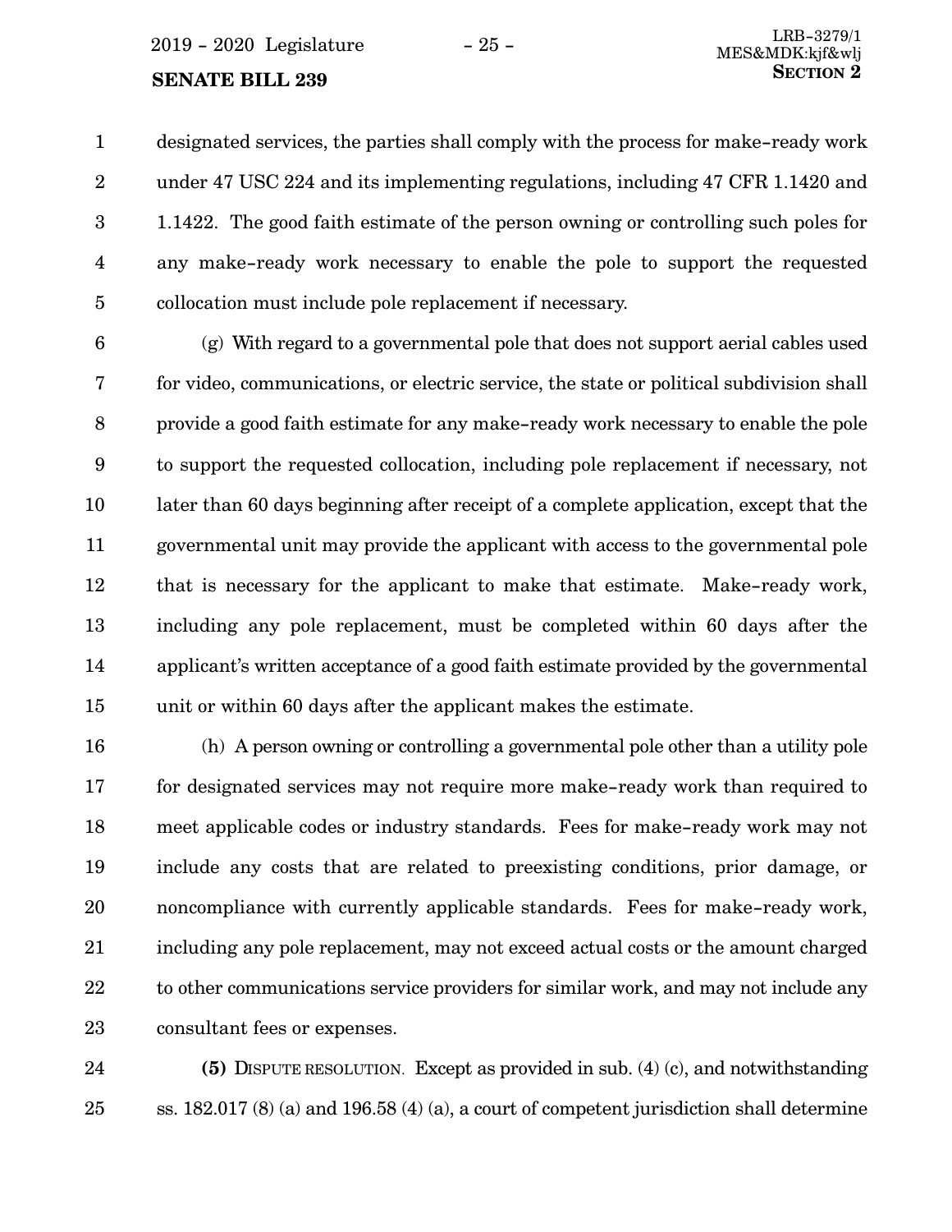designated services, the parties shall comply with the process for make-ready work under 47 USC 224 and its implementing regulations, including 47 CFR 1.1420 and 1.1422. The good faith estimate of the person owning or controlling such poles for any make-ready work necessary to enable the pole to support the requested collocation must include pole replacement if necessary.

(g) With regard to a governmental pole that does not support aerial cables used for video, communications, or electric service, the state or political subdivision shall provide a good faith estimate for any make-ready work necessary to enable the pole to support the requested collocation, including pole replacement if necessary, not later than 60 days beginning after receipt of a complete application, except that the governmental unit may provide the applicant with access to the governmental pole that is necessary for the applicant to make that estimate. Make-ready work, including any pole replacement, must be completed within 60 days after the applicant's written acceptance of a good faith estimate provided by the governmental unit or within 60 days after the applicant makes the estimate.

(h) A person owning or controlling a governmental pole other than a utility pole for designated services may not require more make-ready work than required to meet applicable codes or industry standards. Fees for make-ready work may not include any costs that are related to preexisting conditions, prior damage, or noncompliance with currently applicable standards. Fees for make-ready work, including any pole replacement, may not exceed actual costs or the amount charged to other communications service providers for similar work, and may not include any consultant fees or expenses.

**(5)** DISPUTE RESOLUTION. Except as provided in sub. (4) (c), and notwithstanding ss. 182.017 (8) (a) and 196.58 (4) (a), a court of competent jurisdiction shall determine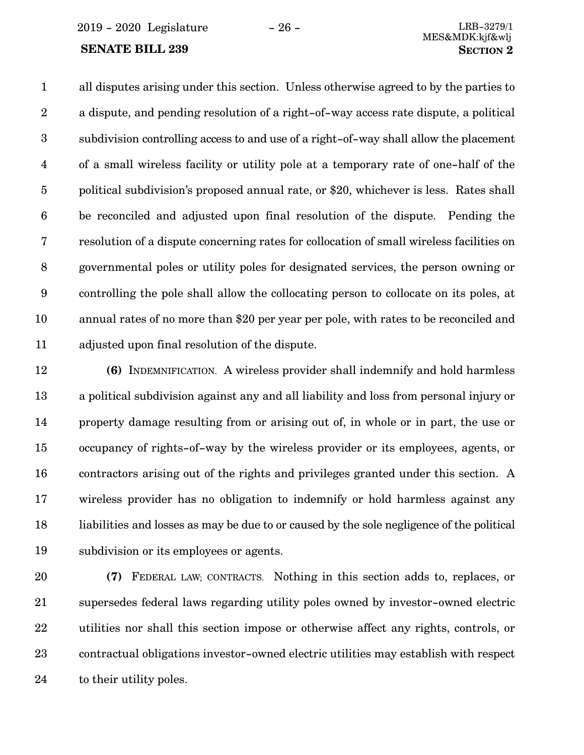all disputes arising under this section. Unless otherwise agreed to by the parties to a dispute, and pending resolution of a right-of-way access rate dispute, a political subdivision controlling access to and use of a right-of-way shall allow the placement of a small wireless facility or utility pole at a temporary rate of one-half of the political subdivision's proposed annual rate, or $20, whichever is less. Rates shall be reconciled and adjusted upon final resolution of the dispute. Pending the resolution of a dispute concerning rates for collocation of small wireless facilities on governmental poles or utility poles for designated services, the person owning or controlling the pole shall allow the collocating person to collocate on its poles, at annual rates of no more than $20 per year per pole, with rates to be reconciled and adjusted upon final resolution of the dispute.

**(6)** INDEMNIFICATION. A wireless provider shall indemnify and hold harmless a political subdivision against any and all liability and loss from personal injury or property damage resulting from or arising out of, in whole or in part, the use or occupancy of rights-of-way by the wireless provider or its employees, agents, or contractors arising out of the rights and privileges granted under this section. A wireless provider has no obligation to indemnify or hold harmless against any liabilities and losses as may be due to or caused by the sole negligence of the political subdivision or its employees or agents.

**(7)** FEDERAL LAW; CONTRACTS. Nothing in this section adds to, replaces, or supersedes federal laws regarding utility poles owned by investor-owned electric utilities nor shall this section impose or otherwise affect any rights, controls, or contractual obligations investor-owned electric utilities may establish with respect to their utility poles.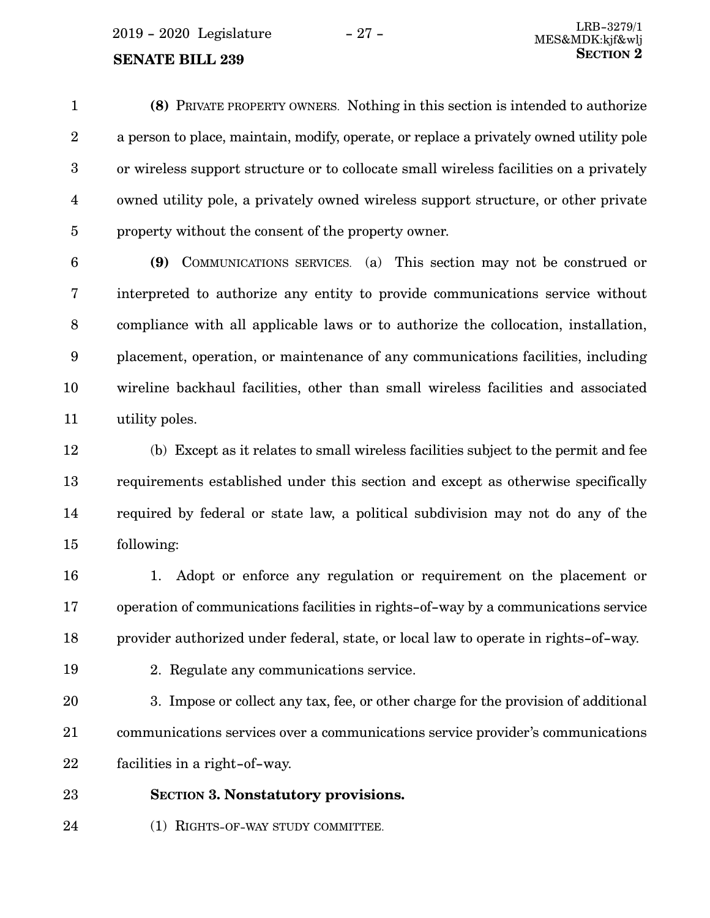**(8)** PRIVATE PROPERTY OWNERS. Nothing in this section is intended to authorize a person to place, maintain, modify, operate, or replace a privately owned utility pole or wireless support structure or to collocate small wireless facilities on a privately owned utility pole, a privately owned wireless support structure, or other private property without the consent of the property owner.

**(9)** COMMUNICATIONS SERVICES. (a) This section may not be construed or interpreted to authorize any entity to provide communications service without compliance with all applicable laws or to authorize the collocation, installation, placement, operation, or maintenance of any communications facilities, including wireline backhaul facilities, other than small wireless facilities and associated utility poles.

(b) Except as it relates to small wireless facilities subject to the permit and fee requirements established under this section and except as otherwise specifically required by federal or state law, a political subdivision may not do any of the following:

1. Adopt or enforce any regulation or requirement on the placement or operation of communications facilities in rights-of-way by a communications service provider authorized under federal, state, or local law to operate in rights-of-way.

2. Regulate any communications service.

3. Impose or collect any tax, fee, or other charge for the provision of additional communications services over a communications service provider's communications facilities in a right-of-way.

**SECTION 3. Nonstatutory provisions.**

(1) RIGHTS-OF-WAY STUDY COMMITTEE.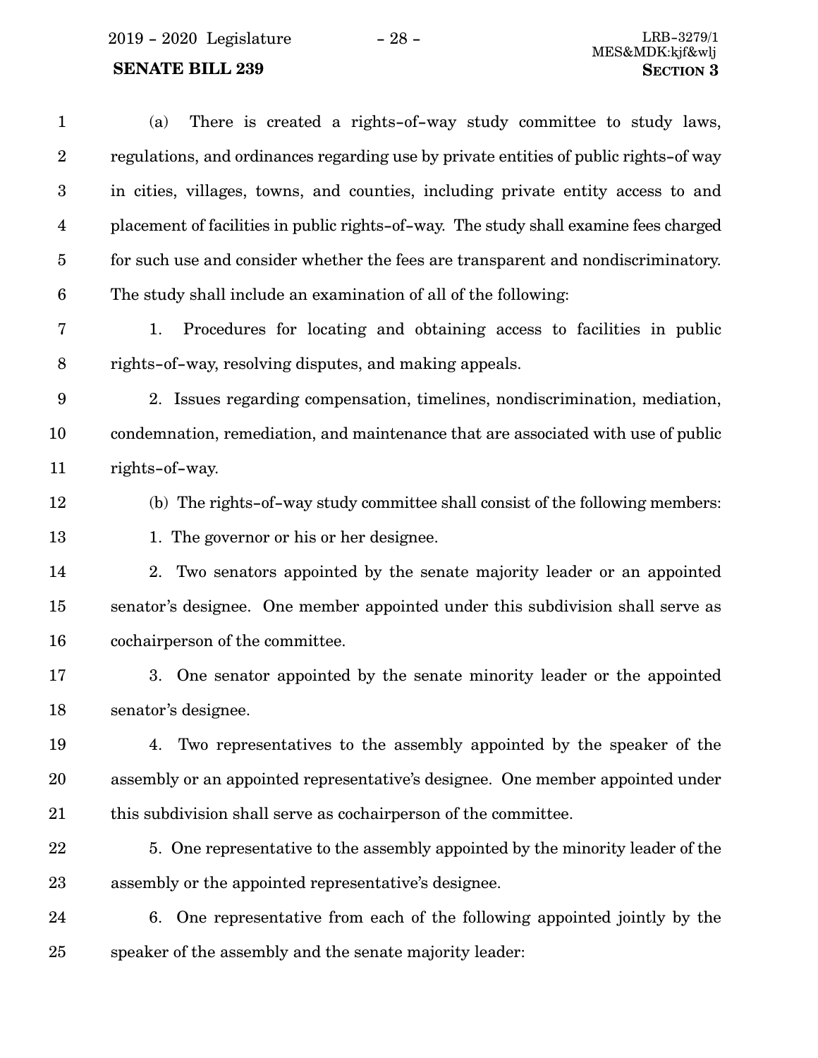(a) There is created a rights-of-way study committee to study laws, regulations, and ordinances regarding use by private entities of public rights-of way in cities, villages, towns, and counties, including private entity access to and placement of facilities in public rights-of-way. The study shall examine fees charged for such use and consider whether the fees are transparent and nondiscriminatory. The study shall include an examination of all of the following:

1. Procedures for locating and obtaining access to facilities in public rights-of-way, resolving disputes, and making appeals.

2. Issues regarding compensation, timelines, nondiscrimination, mediation, condemnation, remediation, and maintenance that are associated with use of public rights-of-way.

(b) The rights-of-way study committee shall consist of the following members:

1. The governor or his or her designee.

2. Two senators appointed by the senate majority leader or an appointed senator's designee. One member appointed under this subdivision shall serve as cochairperson of the committee.

3. One senator appointed by the senate minority leader or the appointed senator's designee.

4. Two representatives to the assembly appointed by the speaker of the assembly or an appointed representative's designee. One member appointed under this subdivision shall serve as cochairperson of the committee.

5. One representative to the assembly appointed by the minority leader of the assembly or the appointed representative's designee.

6. One representative from each of the following appointed jointly by the speaker of the assembly and the senate majority leader: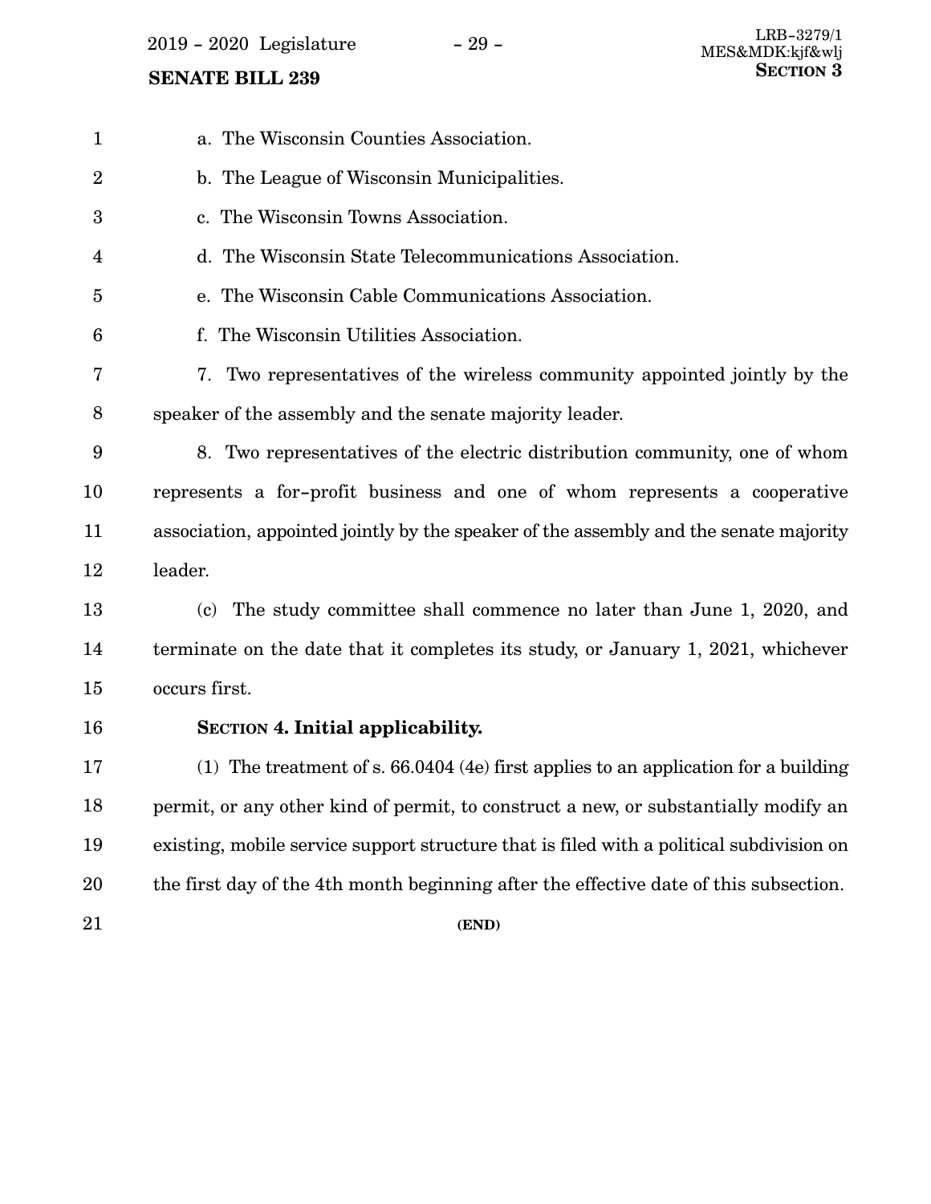a. The Wisconsin Counties Association.

b. The League of Wisconsin Municipalities.

c. The Wisconsin Towns Association.

d. The Wisconsin State Telecommunications Association.

e. The Wisconsin Cable Communications Association.

f. The Wisconsin Utilities Association.

7. Two representatives of the wireless community appointed jointly by the speaker of the assembly and the senate majority leader.

8. Two representatives of the electric distribution community, one of whom represents a for-profit business and one of whom represents a cooperative association, appointed jointly by the speaker of the assembly and the senate majority leader.

(c) The study committee shall commence no later than June 1, 2020, and terminate on the date that it completes its study, or January 1, 2021, whichever occurs first.

**SECTION 4. Initial applicability.**

(1) The treatment of s. 66.0404 (4e) first applies to an application for a building permit, or any other kind of permit, to construct a new, or substantially modify an existing, mobile service support structure that is filed with a political subdivision on the first day of the 4th month beginning after the effective date of this subsection.

**(END)**